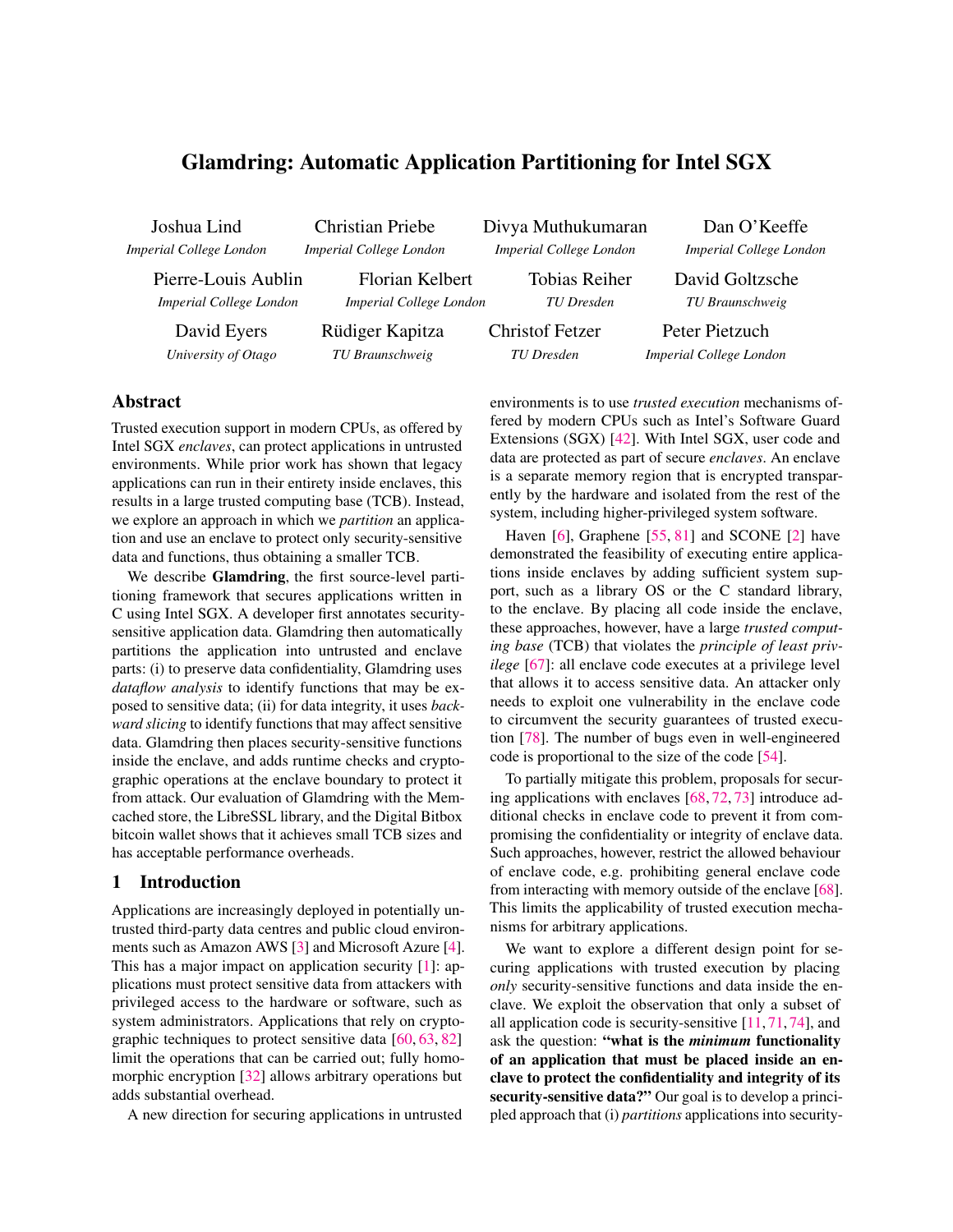# Glamdring: Automatic Application Partitioning for Intel SGX

Joshua Lind — *Imperial College London*
Christian Priebe — *Imperial College London*
Divya Muthukumaran — *Imperial College London*
Dan O'Keeffe — *Imperial College London*
Pierre-Louis Aublin — *Imperial College London*
Florian Kelbert — *Imperial College London*
Tobias Reiher — *TU Dresden*
David Goltzsche — *TU Braunschweig*
David Eyers — *University of Otago*
Rüdiger Kapitza — *TU Braunschweig*
Christof Fetzer — *TU Dresden*
Peter Pietzuch — *Imperial College London*

## Abstract

Trusted execution support in modern CPUs, as offered by Intel SGX *enclaves*, can protect applications in untrusted environments. While prior work has shown that legacy applications can run in their entirety inside enclaves, this results in a large trusted computing base (TCB). Instead, we explore an approach in which we *partition* an application and use an enclave to protect only security-sensitive data and functions, thus obtaining a smaller TCB.

We describe **Glamdring**, the first source-level partitioning framework that secures applications written in C using Intel SGX. A developer first annotates security-sensitive application data. Glamdring then automatically partitions the application into untrusted and enclave parts: (i) to preserve data confidentiality, Glamdring uses *dataflow analysis* to identify functions that may be exposed to sensitive data; (ii) for data integrity, it uses *backward slicing* to identify functions that may affect sensitive data. Glamdring then places security-sensitive functions inside the enclave, and adds runtime checks and cryptographic operations at the enclave boundary to protect it from attack. Our evaluation of Glamdring with the Memcached store, the LibreSSL library, and the Digital Bitbox bitcoin wallet shows that it achieves small TCB sizes and has acceptable performance overheads.

## 1 Introduction

Applications are increasingly deployed in potentially untrusted third-party data centres and public cloud environments such as Amazon AWS [3] and Microsoft Azure [4]. This has a major impact on application security [1]: applications must protect sensitive data from attackers with privileged access to the hardware or software, such as system administrators. Applications that rely on cryptographic techniques to protect sensitive data [60, 63, 82] limit the operations that can be carried out; fully homomorphic encryption [32] allows arbitrary operations but adds substantial overhead.

A new direction for securing applications in untrusted environments is to use *trusted execution* mechanisms offered by modern CPUs such as Intel's Software Guard Extensions (SGX) [42]. With Intel SGX, user code and data are protected as part of secure *enclaves*. An enclave is a separate memory region that is encrypted transparently by the hardware and isolated from the rest of the system, including higher-privileged system software.

Haven [6], Graphene [55, 81] and SCONE [2] have demonstrated the feasibility of executing entire applications inside enclaves by adding sufficient system support, such as a library OS or the C standard library, to the enclave. By placing all code inside the enclave, these approaches, however, have a large *trusted computing base* (TCB) that violates the *principle of least privilege* [67]: all enclave code executes at a privilege level that allows it to access sensitive data. An attacker only needs to exploit one vulnerability in the enclave code to circumvent the security guarantees of trusted execution [78]. The number of bugs even in well-engineered code is proportional to the size of the code [54].

To partially mitigate this problem, proposals for securing applications with enclaves [68, 72, 73] introduce additional checks in enclave code to prevent it from compromising the confidentiality or integrity of enclave data. Such approaches, however, restrict the allowed behaviour of enclave code, e.g. prohibiting general enclave code from interacting with memory outside of the enclave [68]. This limits the applicability of trusted execution mechanisms for arbitrary applications.

We want to explore a different design point for securing applications with trusted execution by placing *only* security-sensitive functions and data inside the enclave. We exploit the observation that only a subset of all application code is security-sensitive [11, 71, 74], and ask the question: **"what is the *minimum* functionality of an application that must be placed inside an enclave to protect the confidentiality and integrity of its security-sensitive data?"** Our goal is to develop a principled approach that (i) *partitions* applications into security-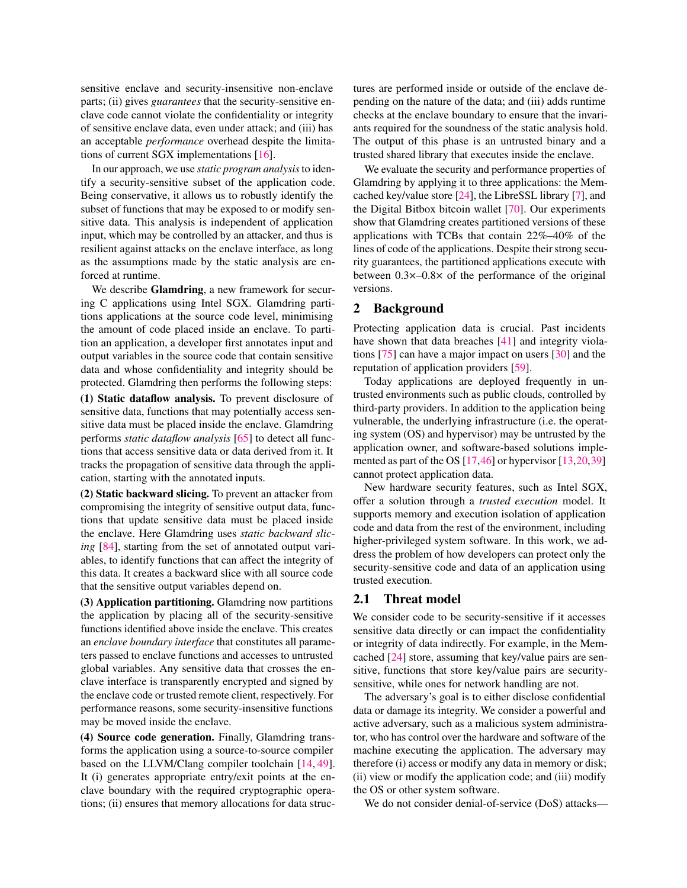sensitive enclave and security-insensitive non-enclave parts; (ii) gives *guarantees* that the security-sensitive enclave code cannot violate the confidentiality or integrity of sensitive enclave data, even under attack; and (iii) has an acceptable *performance* overhead despite the limitations of current SGX implementations [16].

In our approach, we use *static program analysis* to identify a security-sensitive subset of the application code. Being conservative, it allows us to robustly identify the subset of functions that may be exposed to or modify sensitive data. This analysis is independent of application input, which may be controlled by an attacker, and thus is resilient against attacks on the enclave interface, as long as the assumptions made by the static analysis are enforced at runtime.

We describe **Glamdring**, a new framework for securing C applications using Intel SGX. Glamdring partitions applications at the source code level, minimising the amount of code placed inside an enclave. To partition an application, a developer first annotates input and output variables in the source code that contain sensitive data and whose confidentiality and integrity should be protected. Glamdring then performs the following steps:

**(1) Static dataflow analysis.** To prevent disclosure of sensitive data, functions that may potentially access sensitive data must be placed inside the enclave. Glamdring performs *static dataflow analysis* [65] to detect all functions that access sensitive data or data derived from it. It tracks the propagation of sensitive data through the application, starting with the annotated inputs.

**(2) Static backward slicing.** To prevent an attacker from compromising the integrity of sensitive output data, functions that update sensitive data must be placed inside the enclave. Here Glamdring uses *static backward slicing* [84], starting from the set of annotated output variables, to identify functions that can affect the integrity of this data. It creates a backward slice with all source code that the sensitive output variables depend on.

**(3) Application partitioning.** Glamdring now partitions the application by placing all of the security-sensitive functions identified above inside the enclave. This creates an *enclave boundary interface* that constitutes all parameters passed to enclave functions and accesses to untrusted global variables. Any sensitive data that crosses the enclave interface is transparently encrypted and signed by the enclave code or trusted remote client, respectively. For performance reasons, some security-insensitive functions may be moved inside the enclave.

**(4) Source code generation.** Finally, Glamdring transforms the application using a source-to-source compiler based on the LLVM/Clang compiler toolchain [14, 49]. It (i) generates appropriate entry/exit points at the enclave boundary with the required cryptographic operations; (ii) ensures that memory allocations for data structures are performed inside or outside of the enclave depending on the nature of the data; and (iii) adds runtime checks at the enclave boundary to ensure that the invariants required for the soundness of the static analysis hold. The output of this phase is an untrusted binary and a trusted shared library that executes inside the enclave.

We evaluate the security and performance properties of Glamdring by applying it to three applications: the Memcached key/value store [24], the LibreSSL library [7], and the Digital Bitbox bitcoin wallet [70]. Our experiments show that Glamdring creates partitioned versions of these applications with TCBs that contain 22%–40% of the lines of code of the applications. Despite their strong security guarantees, the partitioned applications execute with between 0.3×–0.8× of the performance of the original versions.

## 2 Background

Protecting application data is crucial. Past incidents have shown that data breaches [41] and integrity violations [75] can have a major impact on users [30] and the reputation of application providers [59].

Today applications are deployed frequently in untrusted environments such as public clouds, controlled by third-party providers. In addition to the application being vulnerable, the underlying infrastructure (i.e. the operating system (OS) and hypervisor) may be untrusted by the application owner, and software-based solutions implemented as part of the OS [17,46] or hypervisor [13,20,39] cannot protect application data.

New hardware security features, such as Intel SGX, offer a solution through a *trusted execution* model. It supports memory and execution isolation of application code and data from the rest of the environment, including higher-privileged system software. In this work, we address the problem of how developers can protect only the security-sensitive code and data of an application using trusted execution.

### 2.1 Threat model

We consider code to be security-sensitive if it accesses sensitive data directly or can impact the confidentiality or integrity of data indirectly. For example, in the Memcached [24] store, assuming that key/value pairs are sensitive, functions that store key/value pairs are security-sensitive, while ones for network handling are not.

The adversary's goal is to either disclose confidential data or damage its integrity. We consider a powerful and active adversary, such as a malicious system administrator, who has control over the hardware and software of the machine executing the application. The adversary may therefore (i) access or modify any data in memory or disk; (ii) view or modify the application code; and (iii) modify the OS or other system software.

We do not consider denial-of-service (DoS) attacks—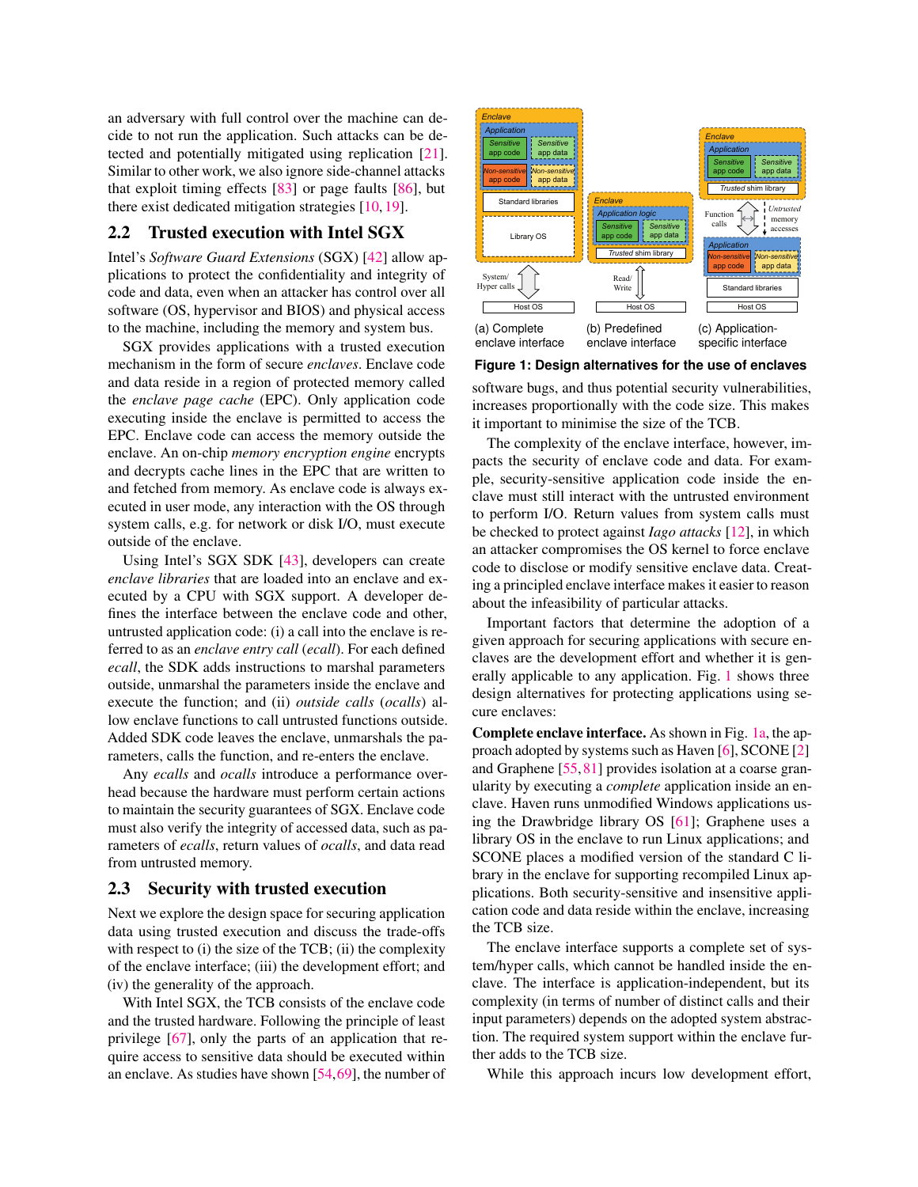an adversary with full control over the machine can decide to not run the application. Such attacks can be detected and potentially mitigated using replication [21]. Similar to other work, we also ignore side-channel attacks that exploit timing effects [83] or page faults [86], but there exist dedicated mitigation strategies [10, 19].

## 2.2 Trusted execution with Intel SGX

Intel's *Software Guard Extensions* (SGX) [42] allow applications to protect the confidentiality and integrity of code and data, even when an attacker has control over all software (OS, hypervisor and BIOS) and physical access to the machine, including the memory and system bus.

SGX provides applications with a trusted execution mechanism in the form of secure *enclaves*. Enclave code and data reside in a region of protected memory called the *enclave page cache* (EPC). Only application code executing inside the enclave is permitted to access the EPC. Enclave code can access the memory outside the enclave. An on-chip *memory encryption engine* encrypts and decrypts cache lines in the EPC that are written to and fetched from memory. As enclave code is always executed in user mode, any interaction with the OS through system calls, e.g. for network or disk I/O, must execute outside of the enclave.

Using Intel's SGX SDK [43], developers can create *enclave libraries* that are loaded into an enclave and executed by a CPU with SGX support. A developer defines the interface between the enclave code and other, untrusted application code: (i) a call into the enclave is referred to as an *enclave entry call* (*ecall*). For each defined *ecall*, the SDK adds instructions to marshal parameters outside, unmarshal the parameters inside the enclave and execute the function; and (ii) *outside calls* (*ocalls*) allow enclave functions to call untrusted functions outside. Added SDK code leaves the enclave, unmarshals the parameters, calls the function, and re-enters the enclave.

Any *ecalls* and *ocalls* introduce a performance overhead because the hardware must perform certain actions to maintain the security guarantees of SGX. Enclave code must also verify the integrity of accessed data, such as parameters of *ecalls*, return values of *ocalls*, and data read from untrusted memory.

## 2.3 Security with trusted execution

Next we explore the design space for securing application data using trusted execution and discuss the trade-offs with respect to (i) the size of the TCB; (ii) the complexity of the enclave interface; (iii) the development effort; and (iv) the generality of the approach.

With Intel SGX, the TCB consists of the enclave code and the trusted hardware. Following the principle of least privilege [67], only the parts of an application that require access to sensitive data should be executed within an enclave. As studies have shown [54, 69], the number of software bugs, and thus potential security vulnerabilities, increases proportionally with the code size. This makes it important to minimise the size of the TCB.

Enclave
Application
Sensitive app code
Sensitive app data
Non-sensitive app code
Non-sensitive app data
Standard libraries
Library OS
System/ Hyper calls
Host OS

Enclave
Application logic
Sensitive app code
Sensitive app data
Trusted shim library
Read/ Write
Host OS

Enclave
Application
Sensitive app code
Sensitive app data
Trusted shim library
Function calls
Untrusted memory accesses
Application
Non-sensitive app code
Non-sensitive app data
Standard libraries
Host OS

(a) Complete enclave interface
(b) Predefined enclave interface
(c) Application-specific interface

**Figure 1: Design alternatives for the use of enclaves**

The complexity of the enclave interface, however, impacts the security of enclave code and data. For example, security-sensitive application code inside the enclave must still interact with the untrusted environment to perform I/O. Return values from system calls must be checked to protect against *Iago attacks* [12], in which an attacker compromises the OS kernel to force enclave code to disclose or modify sensitive enclave data. Creating a principled enclave interface makes it easier to reason about the infeasibility of particular attacks.

Important factors that determine the adoption of a given approach for securing applications with secure enclaves are the development effort and whether it is generally applicable to any application. Fig. 1 shows three design alternatives for protecting applications using secure enclaves:

**Complete enclave interface.** As shown in Fig. 1a, the approach adopted by systems such as Haven [6], SCONE [2] and Graphene [55, 81] provides isolation at a coarse granularity by executing a *complete* application inside an enclave. Haven runs unmodified Windows applications using the Drawbridge library OS [61]; Graphene uses a library OS in the enclave to run Linux applications; and SCONE places a modified version of the standard C library in the enclave for supporting recompiled Linux applications. Both security-sensitive and insensitive application code and data reside within the enclave, increasing the TCB size.

The enclave interface supports a complete set of system/hyper calls, which cannot be handled inside the enclave. The interface is application-independent, but its complexity (in terms of number of distinct calls and their input parameters) depends on the adopted system abstraction. The required system support within the enclave further adds to the TCB size.

While this approach incurs low development effort,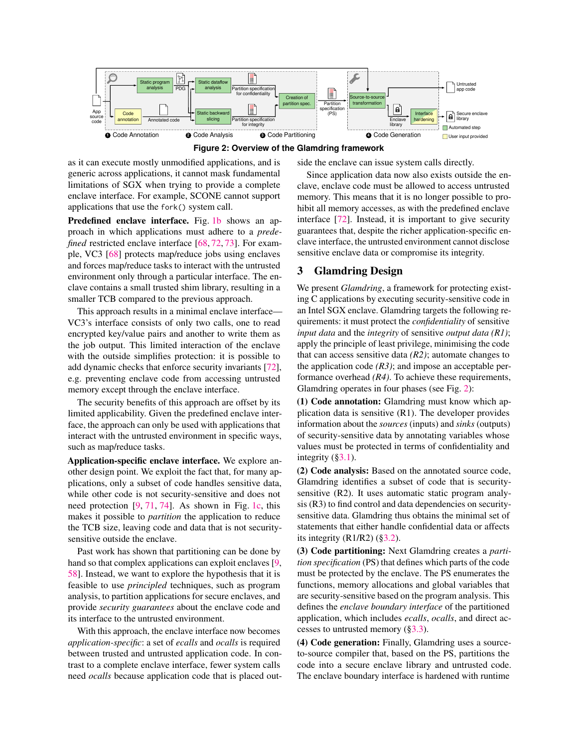App source code

Code annotation

Annotated code

Static program analysis

PDG

Static dataflow analysis

Partition specification for confidentiality

Static backward slicing

Partition specification for integrity

Creation of partition spec.

Partition specification (PS)

Source-to-source transformation

Enclave library

Interface hardening

Untrusted app code

Secure enclave library

Automated step

User input provided

❶ Code Annotation

❷ Code Analysis

❸ Code Partitioning

❹ Code Generation

**Figure 2: Overview of the Glamdring framework**

as it can execute mostly unmodified applications, and is generic across applications, it cannot mask fundamental limitations of SGX when trying to provide a complete enclave interface. For example, SCONE cannot support applications that use the `fork()` system call.

**Predefined enclave interface.** Fig. 1b shows an approach in which applications must adhere to a *predefined* restricted enclave interface [68, 72, 73]. For example, VC3 [68] protects map/reduce jobs using enclaves and forces map/reduce tasks to interact with the untrusted environment only through a particular interface. The enclave contains a small trusted shim library, resulting in a smaller TCB compared to the previous approach.

This approach results in a minimal enclave interface—VC3's interface consists of only two calls, one to read encrypted key/value pairs and another to write them as the job output. This limited interaction of the enclave with the outside simplifies protection: it is possible to add dynamic checks that enforce security invariants [72], e.g. preventing enclave code from accessing untrusted memory except through the enclave interface.

The security benefits of this approach are offset by its limited applicability. Given the predefined enclave interface, the approach can only be used with applications that interact with the untrusted environment in specific ways, such as map/reduce tasks.

**Application-specific enclave interface.** We explore another design point. We exploit the fact that, for many applications, only a subset of code handles sensitive data, while other code is not security-sensitive and does not need protection [9, 71, 74]. As shown in Fig. 1c, this makes it possible to *partition* the application to reduce the TCB size, leaving code and data that is not security-sensitive outside the enclave.

Past work has shown that partitioning can be done by hand so that complex applications can exploit enclaves [9, 58]. Instead, we want to explore the hypothesis that it is feasible to use *principled* techniques, such as program analysis, to partition applications for secure enclaves, and provide *security guarantees* about the enclave code and its interface to the untrusted environment.

With this approach, the enclave interface now becomes *application-specific*: a set of *ecalls* and *ocalls* is required between trusted and untrusted application code. In contrast to a complete enclave interface, fewer system calls need *ocalls* because application code that is placed outside the enclave can issue system calls directly.

Since application data now also exists outside the enclave, enclave code must be allowed to access untrusted memory. This means that it is no longer possible to prohibit all memory accesses, as with the predefined enclave interface [72]. Instead, it is important to give security guarantees that, despite the richer application-specific enclave interface, the untrusted environment cannot disclose sensitive enclave data or compromise its integrity.

## 3 Glamdring Design

We present *Glamdring*, a framework for protecting existing C applications by executing security-sensitive code in an Intel SGX enclave. Glamdring targets the following requirements: it must protect the *confidentiality* of sensitive *input data* and the *integrity* of sensitive *output data (R1)*; apply the principle of least privilege, minimising the code that can access sensitive data *(R2)*; automate changes to the application code *(R3)*; and impose an acceptable performance overhead *(R4)*. To achieve these requirements, Glamdring operates in four phases (see Fig. 2):

**(1) Code annotation:** Glamdring must know which application data is sensitive (R1). The developer provides information about the *sources* (inputs) and *sinks* (outputs) of security-sensitive data by annotating variables whose values must be protected in terms of confidentiality and integrity (§3.1).

**(2) Code analysis:** Based on the annotated source code, Glamdring identifies a subset of code that is security-sensitive (R2). It uses automatic static program analysis (R3) to find control and data dependencies on security-sensitive data. Glamdring thus obtains the minimal set of statements that either handle confidential data or affects its integrity (R1/R2) (§3.2).

**(3) Code partitioning:** Next Glamdring creates a *partition specification* (PS) that defines which parts of the code must be protected by the enclave. The PS enumerates the functions, memory allocations and global variables that are security-sensitive based on the program analysis. This defines the *enclave boundary interface* of the partitioned application, which includes *ecalls*, *ocalls*, and direct accesses to untrusted memory (§3.3).

**(4) Code generation:** Finally, Glamdring uses a source-to-source compiler that, based on the PS, partitions the code into a secure enclave library and untrusted code. The enclave boundary interface is hardened with runtime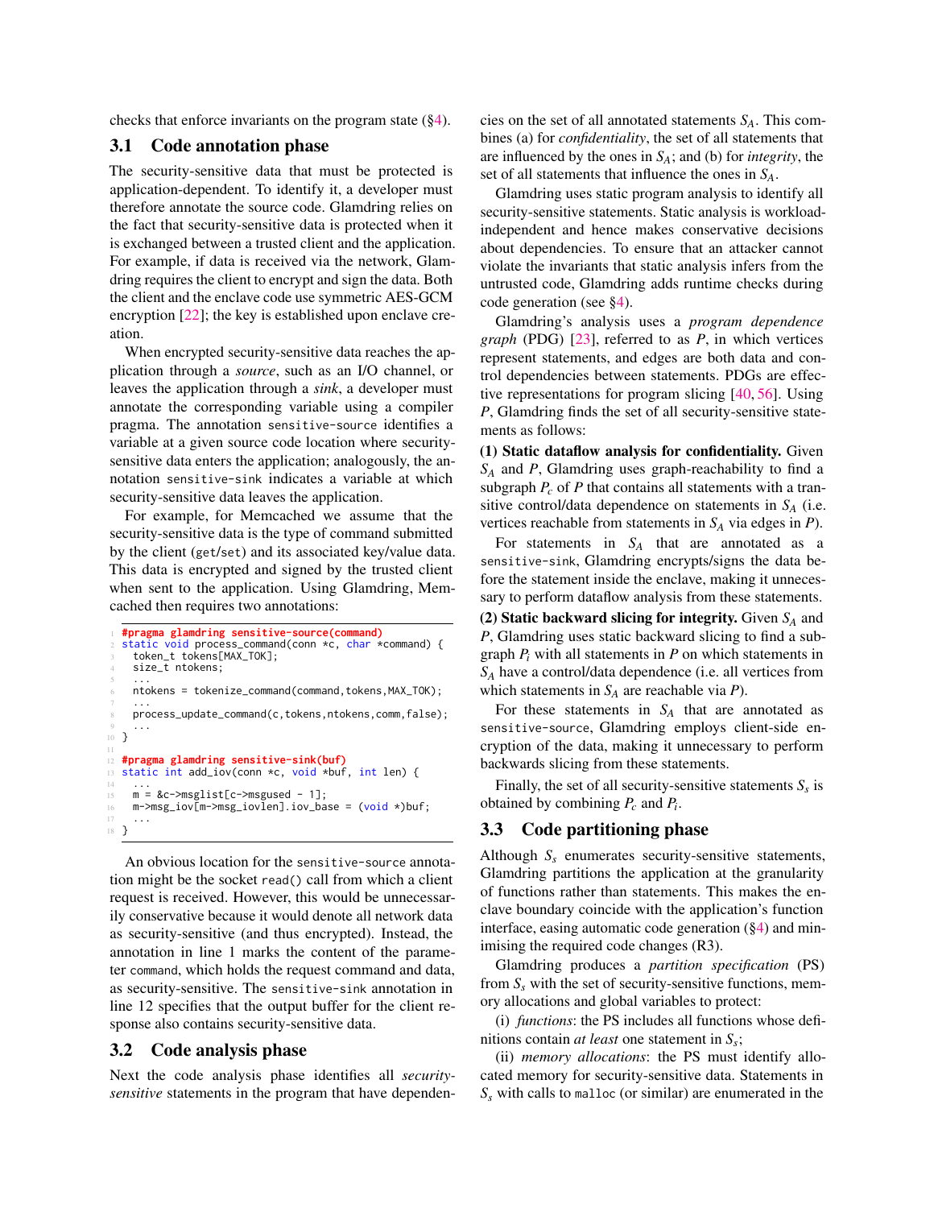checks that enforce invariants on the program state (§4).

### 3.1 Code annotation phase

The security-sensitive data that must be protected is application-dependent. To identify it, a developer must therefore annotate the source code. Glamdring relies on the fact that security-sensitive data is protected when it is exchanged between a trusted client and the application. For example, if data is received via the network, Glamdring requires the client to encrypt and sign the data. Both the client and the enclave code use symmetric AES-GCM encryption [22]; the key is established upon enclave creation.

When encrypted security-sensitive data reaches the application through a *source*, such as an I/O channel, or leaves the application through a *sink*, a developer must annotate the corresponding variable using a compiler pragma. The annotation `sensitive-source` identifies a variable at a given source code location where security-sensitive data enters the application; analogously, the annotation `sensitive-sink` indicates a variable at which security-sensitive data leaves the application.

For example, for Memcached we assume that the security-sensitive data is the type of command submitted by the client (`get`/`set`) and its associated key/value data. This data is encrypted and signed by the trusted client when sent to the application. Using Glamdring, Memcached then requires two annotations:

```
1  #pragma glamdring sensitive-source(command)
2  static void process_command(conn *c, char *command) {
3    token_t tokens[MAX_TOK];
4    size_t ntokens;
5    ...
6    ntokens = tokenize_command(command,tokens,MAX_TOK);
7    ...
8    process_update_command(c,tokens,ntokens,comm,false);
9    ...
10 }
11
12 #pragma glamdring sensitive-sink(buf)
13 static int add_iov(conn *c, void *buf, int len) {
14   ...
15   m = &c->msglist[c->msgused - 1];
16   m->msg_iov[m->msg_iovlen].iov_base = (void *)buf;
17   ...
18 }
```

An obvious location for the `sensitive-source` annotation might be the socket `read()` call from which a client request is received. However, this would be unnecessarily conservative because it would denote all network data as security-sensitive (and thus encrypted). Instead, the annotation in line 1 marks the content of the parameter `command`, which holds the request command and data, as security-sensitive. The `sensitive-sink` annotation in line 12 specifies that the output buffer for the client response also contains security-sensitive data.

### 3.2 Code analysis phase

Next the code analysis phase identifies all *security-sensitive* statements in the program that have dependencies on the set of all annotated statements $S_A$. This combines (a) for *confidentiality*, the set of all statements that are influenced by the ones in $S_A$; and (b) for *integrity*, the set of all statements that influence the ones in $S_A$.

Glamdring uses static program analysis to identify all security-sensitive statements. Static analysis is workload-independent and hence makes conservative decisions about dependencies. To ensure that an attacker cannot violate the invariants that static analysis infers from the untrusted code, Glamdring adds runtime checks during code generation (see §4).

Glamdring's analysis uses a *program dependence graph* (PDG) [23], referred to as $P$, in which vertices represent statements, and edges are both data and control dependencies between statements. PDGs are effective representations for program slicing [40, 56]. Using $P$, Glamdring finds the set of all security-sensitive statements as follows:

**(1) Static dataflow analysis for confidentiality.** Given $S_A$ and $P$, Glamdring uses graph-reachability to find a subgraph $P_c$ of $P$ that contains all statements with a transitive control/data dependence on statements in $S_A$ (i.e. vertices reachable from statements in $S_A$ via edges in $P$).

For statements in $S_A$ that are annotated as a `sensitive-sink`, Glamdring encrypts/signs the data before the statement inside the enclave, making it unnecessary to perform dataflow analysis from these statements.

**(2) Static backward slicing for integrity.** Given $S_A$ and $P$, Glamdring uses static backward slicing to find a subgraph $P_i$ with all statements in $P$ on which statements in $S_A$ have a control/data dependence (i.e. all vertices from which statements in $S_A$ are reachable via $P$).

For these statements in $S_A$ that are annotated as `sensitive-source`, Glamdring employs client-side encryption of the data, making it unnecessary to perform backwards slicing from these statements.

Finally, the set of all security-sensitive statements $S_s$ is obtained by combining $P_c$ and $P_i$.

### 3.3 Code partitioning phase

Although $S_s$ enumerates security-sensitive statements, Glamdring partitions the application at the granularity of functions rather than statements. This makes the enclave boundary coincide with the application's function interface, easing automatic code generation (§4) and minimising the required code changes (R3).

Glamdring produces a *partition specification* (PS) from $S_s$ with the set of security-sensitive functions, memory allocations and global variables to protect:

(i) *functions*: the PS includes all functions whose definitions contain *at least* one statement in $S_s$;

(ii) *memory allocations*: the PS must identify allocated memory for security-sensitive data. Statements in $S_s$ with calls to `malloc` (or similar) are enumerated in the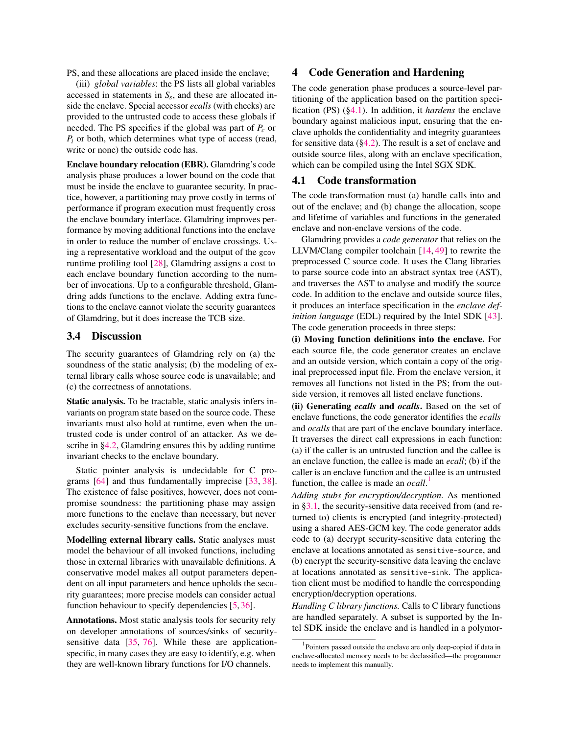PS, and these allocations are placed inside the enclave;

(iii) *global variables*: the PS lists all global variables accessed in statements in $S_s$, and these are allocated inside the enclave. Special accessor *ecalls* (with checks) are provided to the untrusted code to access these globals if needed. The PS specifies if the global was part of $P_c$ or $P_i$ or both, which determines what type of access (read, write or none) the outside code has.

**Enclave boundary relocation (EBR).** Glamdring's code analysis phase produces a lower bound on the code that must be inside the enclave to guarantee security. In practice, however, a partitioning may prove costly in terms of performance if program execution must frequently cross the enclave boundary interface. Glamdring improves performance by moving additional functions into the enclave in order to reduce the number of enclave crossings. Using a representative workload and the output of the `gcov` runtime profiling tool [28], Glamdring assigns a cost to each enclave boundary function according to the number of invocations. Up to a configurable threshold, Glamdring adds functions to the enclave. Adding extra functions to the enclave cannot violate the security guarantees of Glamdring, but it does increase the TCB size.

### 3.4 Discussion

The security guarantees of Glamdring rely on (a) the soundness of the static analysis; (b) the modeling of external library calls whose source code is unavailable; and (c) the correctness of annotations.

**Static analysis.** To be tractable, static analysis infers invariants on program state based on the source code. These invariants must also hold at runtime, even when the untrusted code is under control of an attacker. As we describe in §4.2, Glamdring ensures this by adding runtime invariant checks to the enclave boundary.

Static pointer analysis is undecidable for C programs [64] and thus fundamentally imprecise [33, 38]. The existence of false positives, however, does not compromise soundness: the partitioning phase may assign more functions to the enclave than necessary, but never excludes security-sensitive functions from the enclave.

**Modelling external library calls.** Static analyses must model the behaviour of all invoked functions, including those in external libraries with unavailable definitions. A conservative model makes all output parameters dependent on all input parameters and hence upholds the security guarantees; more precise models can consider actual function behaviour to specify dependencies [5, 36].

**Annotations.** Most static analysis tools for security rely on developer annotations of sources/sinks of security-sensitive data [35, 76]. While these are application-specific, in many cases they are easy to identify, e.g. when they are well-known library functions for I/O channels.

## 4 Code Generation and Hardening

The code generation phase produces a source-level partitioning of the application based on the partition specification (PS) (§4.1). In addition, it *hardens* the enclave boundary against malicious input, ensuring that the enclave upholds the confidentiality and integrity guarantees for sensitive data (§4.2). The result is a set of enclave and outside source files, along with an enclave specification, which can be compiled using the Intel SGX SDK.

### 4.1 Code transformation

The code transformation must (a) handle calls into and out of the enclave; and (b) change the allocation, scope and lifetime of variables and functions in the generated enclave and non-enclave versions of the code.

Glamdring provides a *code generator* that relies on the LLVM/Clang compiler toolchain [14, 49] to rewrite the preprocessed C source code. It uses the Clang libraries to parse source code into an abstract syntax tree (AST), and traverses the AST to analyse and modify the source code. In addition to the enclave and outside source files, it produces an interface specification in the *enclave definition language* (EDL) required by the Intel SDK [43]. The code generation proceeds in three steps:

**(i) Moving function definitions into the enclave.** For each source file, the code generator creates an enclave and an outside version, which contain a copy of the original preprocessed input file. From the enclave version, it removes all functions not listed in the PS; from the outside version, it removes all listed enclave functions.

**(ii) Generating *ecalls* and *ocalls*.** Based on the set of enclave functions, the code generator identifies the *ecalls* and *ocalls* that are part of the enclave boundary interface. It traverses the direct call expressions in each function: (a) if the caller is an untrusted function and the callee is an enclave function, the callee is made an *ecall*; (b) if the caller is an enclave function and the callee is an untrusted function, the callee is made an *ocall*.[1]

*Adding stubs for encryption/decryption.* As mentioned in §3.1, the security-sensitive data received from (and returned to) clients is encrypted (and integrity-protected) using a shared AES-GCM key. The code generator adds code to (a) decrypt security-sensitive data entering the enclave at locations annotated as `sensitive-source`, and (b) encrypt the security-sensitive data leaving the enclave at locations annotated as `sensitive-sink`. The application client must be modified to handle the corresponding encryption/decryption operations.

*Handling C library functions.* Calls to C library functions are handled separately. A subset is supported by the Intel SDK inside the enclave and is handled in a polymor-

[1] Pointers passed outside the enclave are only deep-copied if data in enclave-allocated memory needs to be declassified—the programmer needs to implement this manually.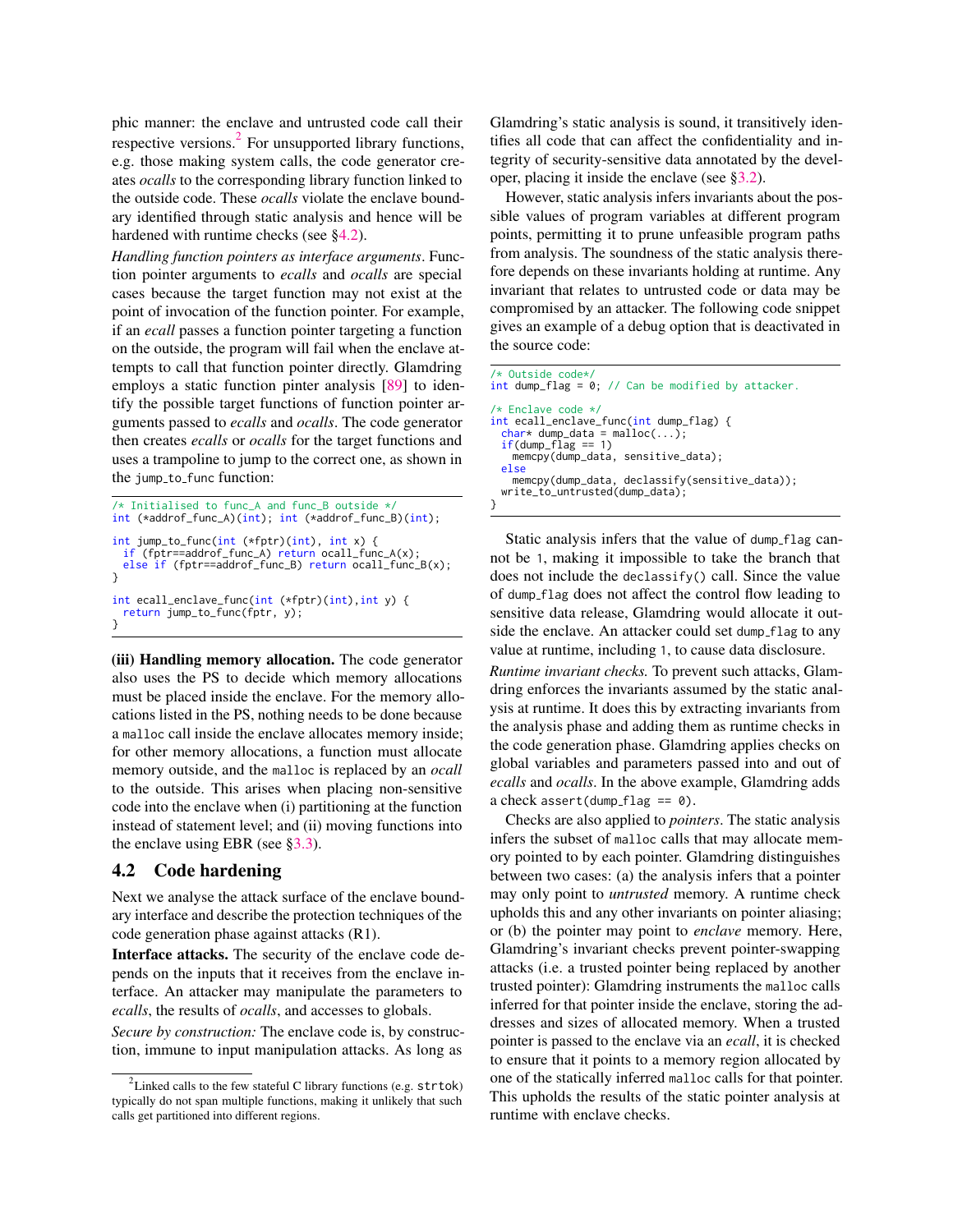phic manner: the enclave and untrusted code call their respective versions.[2] For unsupported library functions, e.g. those making system calls, the code generator creates *ocalls* to the corresponding library function linked to the outside code. These *ocalls* violate the enclave boundary identified through static analysis and hence will be hardened with runtime checks (see §4.2).

*Handling function pointers as interface arguments*. Function pointer arguments to *ecalls* and *ocalls* are special cases because the target function may not exist at the point of invocation of the function pointer. For example, if an *ecall* passes a function pointer targeting a function on the outside, the program will fail when the enclave attempts to call that function pointer directly. Glamdring employs a static function pinter analysis [89] to identify the possible target functions of function pointer arguments passed to *ecalls* and *ocalls*. The code generator then creates *ecalls* or *ocalls* for the target functions and uses a trampoline to jump to the correct one, as shown in the jump_to_func function:

```
/* Initialised to func_A and func_B outside */
int (*addrof_func_A)(int); int (*addrof_func_B)(int);

int jump_to_func(int (*fptr)(int), int x) {
  if (fptr==addrof_func_A) return ocall_func_A(x);
  else if (fptr==addrof_func_B) return ocall_func_B(x);
}

int ecall_enclave_func(int (*fptr)(int),int y) {
  return jump_to_func(fptr, y);
}
```

**(iii) Handling memory allocation.** The code generator also uses the PS to decide which memory allocations must be placed inside the enclave. For the memory allocations listed in the PS, nothing needs to be done because a malloc call inside the enclave allocates memory inside; for other memory allocations, a function must allocate memory outside, and the malloc is replaced by an *ocall* to the outside. This arises when placing non-sensitive code into the enclave when (i) partitioning at the function instead of statement level; and (ii) moving functions into the enclave using EBR (see §3.3).

## 4.2 Code hardening

Next we analyse the attack surface of the enclave boundary interface and describe the protection techniques of the code generation phase against attacks (R1).

**Interface attacks.** The security of the enclave code depends on the inputs that it receives from the enclave interface. An attacker may manipulate the parameters to *ecalls*, the results of *ocalls*, and accesses to globals.

*Secure by construction:* The enclave code is, by construction, immune to input manipulation attacks. As long as Glamdring's static analysis is sound, it transitively identifies all code that can affect the confidentiality and integrity of security-sensitive data annotated by the developer, placing it inside the enclave (see §3.2).

However, static analysis infers invariants about the possible values of program variables at different program points, permitting it to prune unfeasible program paths from analysis. The soundness of the static analysis therefore depends on these invariants holding at runtime. Any invariant that relates to untrusted code or data may be compromised by an attacker. The following code snippet gives an example of a debug option that is deactivated in the source code:

```
/* Outside code*/
int dump_flag = 0; // Can be modified by attacker.

/* Enclave code */
int ecall_enclave_func(int dump_flag) {
  char* dump_data = malloc(...);
  if(dump_flag == 1)
    memcpy(dump_data, sensitive_data);
  else
    memcpy(dump_data, declassify(sensitive_data));
  write_to_untrusted(dump_data);
}
```

Static analysis infers that the value of dump_flag cannot be 1, making it impossible to take the branch that does not include the declassify() call. Since the value of dump_flag does not affect the control flow leading to sensitive data release, Glamdring would allocate it outside the enclave. An attacker could set dump_flag to any value at runtime, including 1, to cause data disclosure.

*Runtime invariant checks.* To prevent such attacks, Glamdring enforces the invariants assumed by the static analysis at runtime. It does this by extracting invariants from the analysis phase and adding them as runtime checks in the code generation phase. Glamdring applies checks on global variables and parameters passed into and out of *ecalls* and *ocalls*. In the above example, Glamdring adds a check assert(dump_flag == 0).

Checks are also applied to *pointers*. The static analysis infers the subset of malloc calls that may allocate memory pointed to by each pointer. Glamdring distinguishes between two cases: (a) the analysis infers that a pointer may only point to *untrusted* memory. A runtime check upholds this and any other invariants on pointer aliasing; or (b) the pointer may point to *enclave* memory. Here, Glamdring's invariant checks prevent pointer-swapping attacks (i.e. a trusted pointer being replaced by another trusted pointer): Glamdring instruments the malloc calls inferred for that pointer inside the enclave, storing the addresses and sizes of allocated memory. When a trusted pointer is passed to the enclave via an *ecall*, it is checked to ensure that it points to a memory region allocated by one of the statically inferred malloc calls for that pointer. This upholds the results of the static pointer analysis at runtime with enclave checks.

[2] Linked calls to the few stateful C library functions (e.g. strtok) typically do not span multiple functions, making it unlikely that such calls get partitioned into different regions.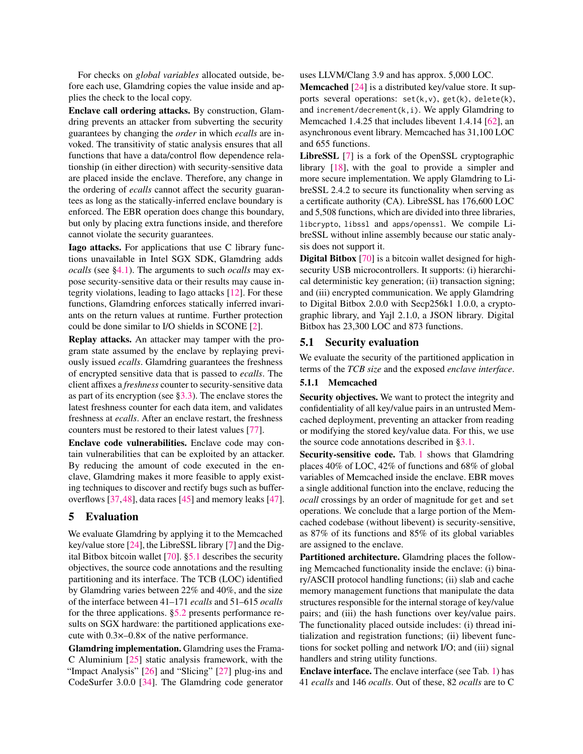For checks on *global variables* allocated outside, before each use, Glamdring copies the value inside and applies the check to the local copy.

**Enclave call ordering attacks.** By construction, Glamdring prevents an attacker from subverting the security guarantees by changing the *order* in which *ecalls* are invoked. The transitivity of static analysis ensures that all functions that have a data/control flow dependence relationship (in either direction) with security-sensitive data are placed inside the enclave. Therefore, any change in the ordering of *ecalls* cannot affect the security guarantees as long as the statically-inferred enclave boundary is enforced. The EBR operation does change this boundary, but only by placing extra functions inside, and therefore cannot violate the security guarantees.

**Iago attacks.** For applications that use C library functions unavailable in Intel SGX SDK, Glamdring adds *ocalls* (see §4.1). The arguments to such *ocalls* may expose security-sensitive data or their results may cause integrity violations, leading to Iago attacks [12]. For these functions, Glamdring enforces statically inferred invariants on the return values at runtime. Further protection could be done similar to I/O shields in SCONE [2].

**Replay attacks.** An attacker may tamper with the program state assumed by the enclave by replaying previously issued *ecalls*. Glamdring guarantees the freshness of encrypted sensitive data that is passed to *ecalls*. The client affixes a *freshness* counter to security-sensitive data as part of its encryption (see §3.3). The enclave stores the latest freshness counter for each data item, and validates freshness at *ecalls*. After an enclave restart, the freshness counters must be restored to their latest values [77].

**Enclave code vulnerabilities.** Enclave code may contain vulnerabilities that can be exploited by an attacker. By reducing the amount of code executed in the enclave, Glamdring makes it more feasible to apply existing techniques to discover and rectify bugs such as buffer-overflows [37,48], data races [45] and memory leaks [47].

## 5 Evaluation

We evaluate Glamdring by applying it to the Memcached key/value store [24], the LibreSSL library [7] and the Digital Bitbox bitcoin wallet [70]. §5.1 describes the security objectives, the source code annotations and the resulting partitioning and its interface. The TCB (LOC) identified by Glamdring varies between 22% and 40%, and the size of the interface between 41–171 *ecalls* and 51–615 *ocalls* for the three applications. §5.2 presents performance results on SGX hardware: the partitioned applications execute with 0.3×–0.8× of the native performance.

**Glamdring implementation.** Glamdring uses the Frama-C Aluminium [25] static analysis framework, with the "Impact Analysis" [26] and "Slicing" [27] plug-ins and CodeSurfer 3.0.0 [34]. The Glamdring code generator uses LLVM/Clang 3.9 and has approx. 5,000 LOC.

**Memcached** [24] is a distributed key/value store. It supports several operations: `set(k,v)`, `get(k)`, `delete(k)`, and `increment/decrement(k,i)`. We apply Glamdring to Memcached 1.4.25 that includes libevent 1.4.14 [62], an asynchronous event library. Memcached has 31,100 LOC and 655 functions.

**LibreSSL** [7] is a fork of the OpenSSL cryptographic library [18], with the goal to provide a simpler and more secure implementation. We apply Glamdring to LibreSSL 2.4.2 to secure its functionality when serving as a certificate authority (CA). LibreSSL has 176,600 LOC and 5,508 functions, which are divided into three libraries, `libcrypto`, `libssl` and `apps/openssl`. We compile LibreSSL without inline assembly because our static analysis does not support it.

**Digital Bitbox** [70] is a bitcoin wallet designed for high-security USB microcontrollers. It supports: (i) hierarchical deterministic key generation; (ii) transaction signing; and (iii) encrypted communication. We apply Glamdring to Digital Bitbox 2.0.0 with Secp256k1 1.0.0, a cryptographic library, and Yajl 2.1.0, a JSON library. Digital Bitbox has 23,300 LOC and 873 functions.

### 5.1 Security evaluation

We evaluate the security of the partitioned application in terms of the *TCB size* and the exposed *enclave interface*.

#### 5.1.1 Memcached

**Security objectives.** We want to protect the integrity and confidentiality of all key/value pairs in an untrusted Memcached deployment, preventing an attacker from reading or modifying the stored key/value data. For this, we use the source code annotations described in §3.1.

**Security-sensitive code.** Tab. 1 shows that Glamdring places 40% of LOC, 42% of functions and 68% of global variables of Memcached inside the enclave. EBR moves a single additional function into the enclave, reducing the *ocall* crossings by an order of magnitude for `get` and `set` operations. We conclude that a large portion of the Memcached codebase (without libevent) is security-sensitive, as 87% of its functions and 85% of its global variables are assigned to the enclave.

**Partitioned architecture.** Glamdring places the following Memcached functionality inside the enclave: (i) binary/ASCII protocol handling functions; (ii) slab and cache memory management functions that manipulate the data structures responsible for the internal storage of key/value pairs; and (iii) the hash functions over key/value pairs. The functionality placed outside includes: (i) thread initialization and registration functions; (ii) libevent functions for socket polling and network I/O; and (iii) signal handlers and string utility functions.

**Enclave interface.** The enclave interface (see Tab. 1) has 41 *ecalls* and 146 *ocalls*. Out of these, 82 *ocalls* are to C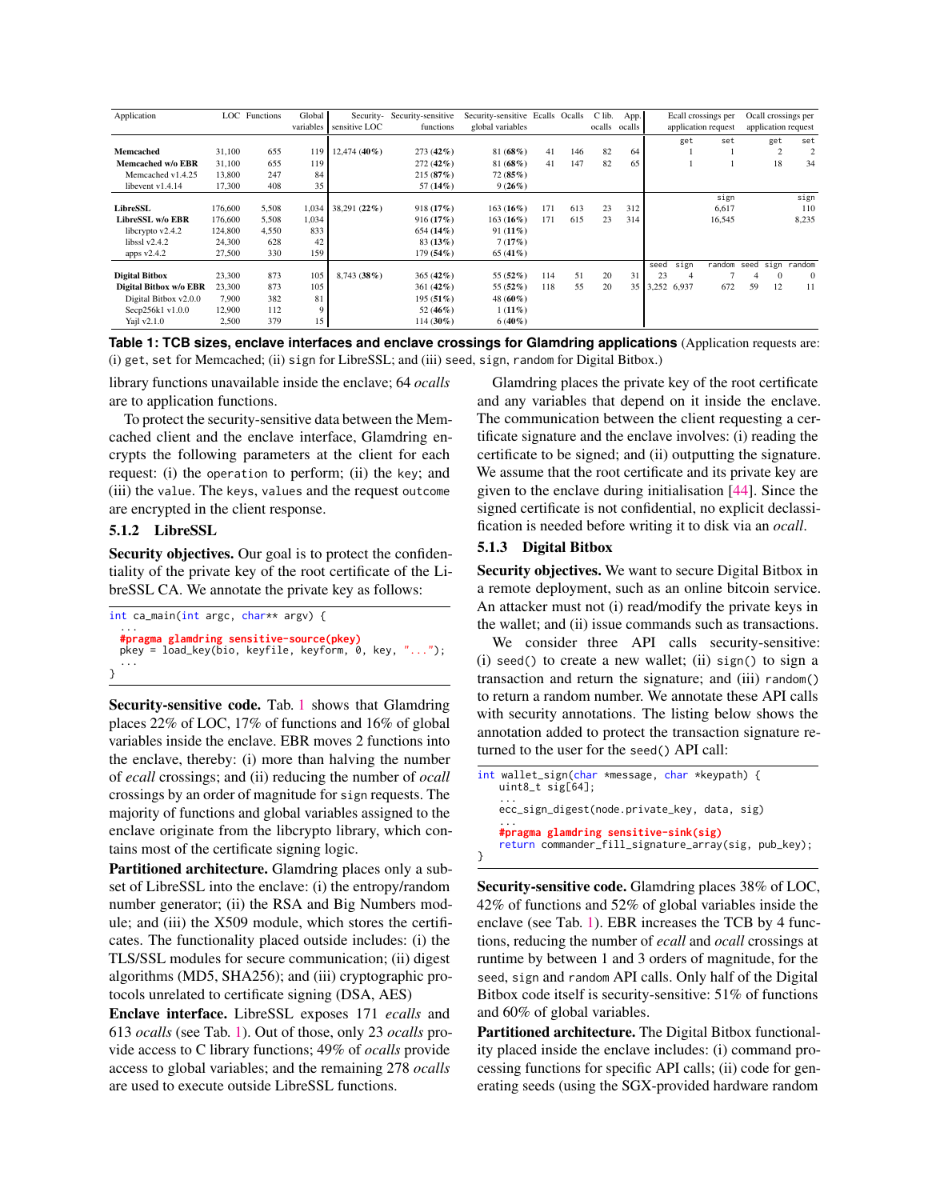| Application | LOC | Functions | Global variables | Security-sensitive LOC | Security-sensitive functions | Security-sensitive global variables | Ecalls | Ocalls | C lib. ocalls | App. ocalls | Ecall crossings per application request | | | Ocall crossings per application request | | |
|---|---|---|---|---|---|---|---|---|---|---|---|---|---|---|---|---|
| | | | | | | | | | | | | get | set | | get | set |
| **Memcached** | 31,100 | 655 | 119 | 12,474 (**40%**) | 273 (**42%**) | 81 (**68%**) | 41 | 146 | 82 | 64 | | 1 | 1 | | 2 | 2 |
| **Memcached w/o EBR** | 31,100 | 655 | 119 | | 272 (**42%**) | 81 (**68%**) | 41 | 147 | 82 | 65 | | 1 | 1 | | 18 | 34 |
| Memcached v1.4.25 | 13,800 | 247 | 84 | | 215 (**87%**) | 72 (**85%**) | | | | | | | | | | |
| libevent v1.4.14 | 17,300 | 408 | 35 | | 57 (**14%**) | 9 (**26%**) | | | | | | | | | | |
| | | | | | | | | | | | | | sign | | | sign |
| **LibreSSL** | 176,600 | 5,508 | 1,034 | 38,291 (**22%**) | 918 (**17%**) | 163 (**16%**) | 171 | 613 | 23 | 312 | | | 6,617 | | | 110 |
| **LibreSSL w/o EBR** | 176,600 | 5,508 | 1,034 | | 916 (**17%**) | 163 (**16%**) | 171 | 615 | 23 | 314 | | | 16,545 | | | 8,235 |
| libcrypto v2.4.2 | 124,800 | 4,550 | 833 | | 654 (**14%**) | 91 (**11%**) | | | | | | | | | | |
| libssl v2.4.2 | 24,300 | 628 | 42 | | 83 (**13%**) | 7 (**17%**) | | | | | | | | | | |
| apps v2.4.2 | 27,500 | 330 | 159 | | 179 (**54%**) | 65 (**41%**) | | | | | | | | | | |
| | | | | | | | | | | | seed | sign | random | seed | sign | random |
| **Digital Bitbox** | 23,300 | 873 | 105 | 8,743 (**38%**) | 365 (**42%**) | 55 (**52%**) | 114 | 51 | 20 | 31 | 23 | 4 | 7 | 4 | 0 | 0 |
| **Digital Bitbox w/o EBR** | 23,300 | 873 | 105 | | 361 (**42%**) | 55 (**52%**) | 118 | 55 | 20 | 35 | 3,252 | 6,937 | 672 | 59 | 12 | 11 |
| Digital Bitbox v2.0.0 | 7,900 | 382 | 81 | | 195 (**51%**) | 48 (**60%**) | | | | | | | | | | |
| Secp256k1 v1.0.0 | 12,900 | 112 | 9 | | 52 (**46%**) | 1 (**11%**) | | | | | | | | | | |
| Yajl v2.1.0 | 2,500 | 379 | 15 | | 114 (**30%**) | 6 (**40%**) | | | | | | | | | | |

**Table 1: TCB sizes, enclave interfaces and enclave crossings for Glamdring applications** (Application requests are: (i) `get`, `set` for Memcached; (ii) `sign` for LibreSSL; and (iii) `seed`, `sign`, `random` for Digital Bitbox.)

library functions unavailable inside the enclave; 64 *ocalls* are to application functions.

To protect the security-sensitive data between the Memcached client and the enclave interface, Glamdring encrypts the following parameters at the client for each request: (i) the `operation` to perform; (ii) the `key`; and (iii) the `value`. The `keys`, `values` and the request `outcome` are encrypted in the client response.

### 5.1.2 LibreSSL

**Security objectives.** Our goal is to protect the confidentiality of the private key of the root certificate of the LibreSSL CA. We annotate the private key as follows:

```
int ca_main(int argc, char** argv) {
  ...
  #pragma glamdring sensitive-source(pkey)
  pkey = load_key(bio, keyfile, keyform, 0, key, "...");
  ...
}
```

**Security-sensitive code.** Tab. 1 shows that Glamdring places 22% of LOC, 17% of functions and 16% of global variables inside the enclave. EBR moves 2 functions into the enclave, thereby: (i) more than halving the number of *ecall* crossings; and (ii) reducing the number of *ocall* crossings by an order of magnitude for `sign` requests. The majority of functions and global variables assigned to the enclave originate from the libcrypto library, which contains most of the certificate signing logic.

**Partitioned architecture.** Glamdring places only a subset of LibreSSL into the enclave: (i) the entropy/random number generator; (ii) the RSA and Big Numbers module; and (iii) the X509 module, which stores the certificates. The functionality placed outside includes: (i) the TLS/SSL modules for secure communication; (ii) digest algorithms (MD5, SHA256); and (iii) cryptographic protocols unrelated to certificate signing (DSA, AES)

**Enclave interface.** LibreSSL exposes 171 *ecalls* and 613 *ocalls* (see Tab. 1). Out of those, only 23 *ocalls* provide access to C library functions; 49% of *ocalls* provide access to global variables; and the remaining 278 *ocalls* are used to execute outside LibreSSL functions.

Glamdring places the private key of the root certificate and any variables that depend on it inside the enclave. The communication between the client requesting a certificate signature and the enclave involves: (i) reading the certificate to be signed; and (ii) outputting the signature. We assume that the root certificate and its private key are given to the enclave during initialisation [44]. Since the signed certificate is not confidential, no explicit declassification is needed before writing it to disk via an *ocall*.

### 5.1.3 Digital Bitbox

**Security objectives.** We want to secure Digital Bitbox in a remote deployment, such as an online bitcoin service. An attacker must not (i) read/modify the private keys in the wallet; and (ii) issue commands such as transactions.

We consider three API calls security-sensitive: (i) `seed()` to create a new wallet; (ii) `sign()` to sign a transaction and return the signature; and (iii) `random()` to return a random number. We annotate these API calls with security annotations. The listing below shows the annotation added to protect the transaction signature returned to the user for the `seed()` API call:

```
int wallet_sign(char *message, char *keypath) {
    uint8_t sig[64];
    ...
    ecc_sign_digest(node.private_key, data, sig)
    ...
    #pragma glamdring sensitive-sink(sig)
    return commander_fill_signature_array(sig, pub_key);
}
```

**Security-sensitive code.** Glamdring places 38% of LOC, 42% of functions and 52% of global variables inside the enclave (see Tab. 1). EBR increases the TCB by 4 functions, reducing the number of *ecall* and *ocall* crossings at runtime by between 1 and 3 orders of magnitude, for the `seed`, `sign` and `random` API calls. Only half of the Digital Bitbox code itself is security-sensitive: 51% of functions and 60% of global variables.

**Partitioned architecture.** The Digital Bitbox functionality placed inside the enclave includes: (i) command processing functions for specific API calls; (ii) code for generating seeds (using the SGX-provided hardware random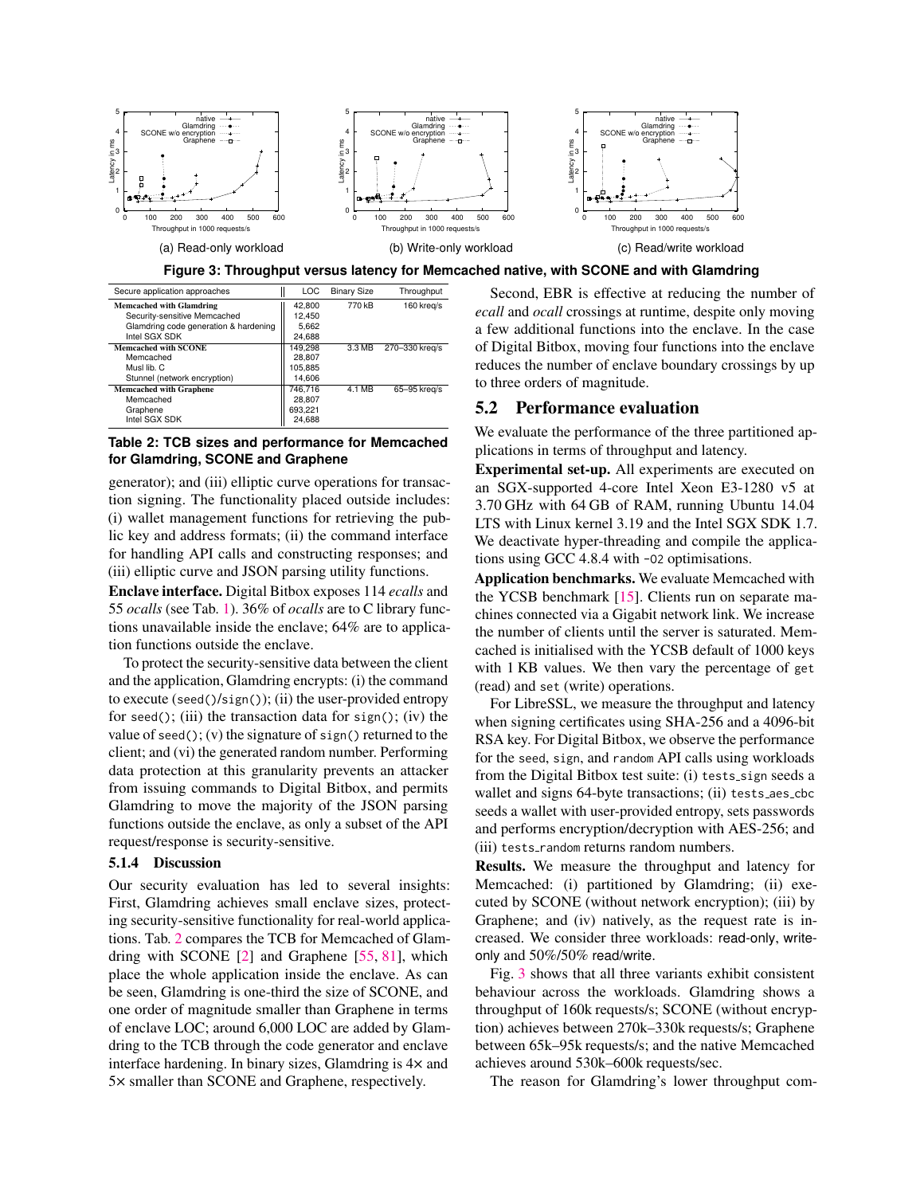5
4
3
2
1
0
Latency in ms
0 100 200 300 400 500 600
Throughput in 1000 requests/s
native
Glamdring
SCONE w/o encryption
Graphene

(a) Read-only workload

5
4
3
2
1
0
Latency in ms
0 100 200 300 400 500 600
Throughput in 1000 requests/s
native
Glamdring
SCONE w/o encryption
Graphene

(b) Write-only workload

5
4
3
2
1
0
Latency in ms
0 100 200 300 400 500 600
Throughput in 1000 requests/s
native
Glamdring
SCONE w/o encryption
Graphene

(c) Read/write workload

**Figure 3: Throughput versus latency for Memcached native, with SCONE and with Glamdring**

| Secure application approaches | LOC | Binary Size | Throughput |
|---|---|---|---|
| **Memcached with Glamdring** | 42,800 | 770 kB | 160 kreq/s |
| Security-sensitive Memcached | 12,450 | | |
| Glamdring code generation & hardening | 5,662 | | |
| Intel SGX SDK | 24,688 | | |
| **Memcached with SCONE** | 149,298 | 3.3 MB | 270–330 kreq/s |
| Memcached | 28,807 | | |
| Musl lib. C | 105,885 | | |
| Stunnel (network encryption) | 14,606 | | |
| **Memcached with Graphene** | 746,716 | 4.1 MB | 65–95 kreq/s |
| Memcached | 28,807 | | |
| Graphene | 693,221 | | |
| Intel SGX SDK | 24,688 | | |

**Table 2: TCB sizes and performance for Memcached for Glamdring, SCONE and Graphene**

generator); and (iii) elliptic curve operations for transaction signing. The functionality placed outside includes: (i) wallet management functions for retrieving the public key and address formats; (ii) the command interface for handling API calls and constructing responses; and (iii) elliptic curve and JSON parsing utility functions.

**Enclave interface.** Digital Bitbox exposes 114 *ecalls* and 55 *ocalls* (see Tab. 1). 36% of *ocalls* are to C library functions unavailable inside the enclave; 64% are to application functions outside the enclave.

To protect the security-sensitive data between the client and the application, Glamdring encrypts: (i) the command to execute (`seed()`/`sign()`); (ii) the user-provided entropy for `seed()`; (iii) the transaction data for `sign()`; (iv) the value of `seed()`; (v) the signature of `sign()` returned to the client; and (vi) the generated random number. Performing data protection at this granularity prevents an attacker from issuing commands to Digital Bitbox, and permits Glamdring to move the majority of the JSON parsing functions outside the enclave, as only a subset of the API request/response is security-sensitive.

### 5.1.4 Discussion

Our security evaluation has led to several insights: First, Glamdring achieves small enclave sizes, protecting security-sensitive functionality for real-world applications. Tab. 2 compares the TCB for Memcached of Glamdring with SCONE [2] and Graphene [55, 81], which place the whole application inside the enclave. As can be seen, Glamdring is one-third the size of SCONE, and one order of magnitude smaller than Graphene in terms of enclave LOC; around 6,000 LOC are added by Glamdring to the TCB through the code generator and enclave interface hardening. In binary sizes, Glamdring is 4× and 5× smaller than SCONE and Graphene, respectively.

Second, EBR is effective at reducing the number of *ecall* and *ocall* crossings at runtime, despite only moving a few additional functions into the enclave. In the case of Digital Bitbox, moving four functions into the enclave reduces the number of enclave boundary crossings by up to three orders of magnitude.

## 5.2 Performance evaluation

We evaluate the performance of the three partitioned applications in terms of throughput and latency.

**Experimental set-up.** All experiments are executed on an SGX-supported 4-core Intel Xeon E3-1280 v5 at 3.70 GHz with 64 GB of RAM, running Ubuntu 14.04 LTS with Linux kernel 3.19 and the Intel SGX SDK 1.7. We deactivate hyper-threading and compile the applications using GCC 4.8.4 with `-O2` optimisations.

**Application benchmarks.** We evaluate Memcached with the YCSB benchmark [15]. Clients run on separate machines connected via a Gigabit network link. We increase the number of clients until the server is saturated. Memcached is initialised with the YCSB default of 1000 keys with 1 KB values. We then vary the percentage of `get` (read) and `set` (write) operations.

For LibreSSL, we measure the throughput and latency when signing certificates using SHA-256 and a 4096-bit RSA key. For Digital Bitbox, we observe the performance for the `seed`, `sign`, and `random` API calls using workloads from the Digital Bitbox test suite: (i) `tests_sign` seeds a wallet and signs 64-byte transactions; (ii) `tests_aes_cbc` seeds a wallet with user-provided entropy, sets passwords and performs encryption/decryption with AES-256; and (iii) `tests_random` returns random numbers.

**Results.** We measure the throughput and latency for Memcached: (i) partitioned by Glamdring; (ii) executed by SCONE (without network encryption); (iii) by Graphene; and (iv) natively, as the request rate is increased. We consider three workloads: read-only, write-only and 50%/50% read/write.

Fig. 3 shows that all three variants exhibit consistent behaviour across the workloads. Glamdring shows a throughput of 160k requests/s; SCONE (without encryption) achieves between 270k–330k requests/s; Graphene between 65k–95k requests/s; and the native Memcached achieves around 530k–600k requests/sec.

The reason for Glamdring's lower throughput com-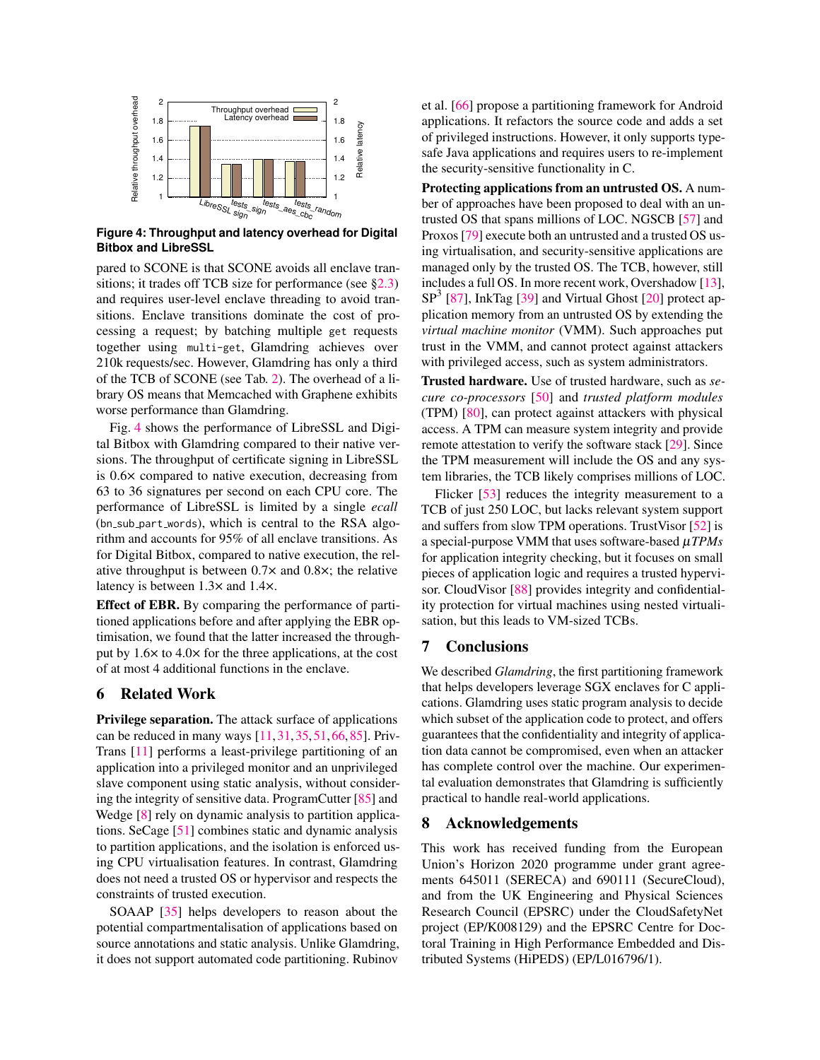Relative throughput overhead
2
1.8
1.6
1.4
1.2
1
Throughput overhead
Latency overhead
2
1.8
1.6
1.4
1.2
1
Relative latency
LibreSSL sign
tests_sign
tests_aes_cbc
tests_random

**Figure 4: Throughput and latency overhead for Digital Bitbox and LibreSSL**

pared to SCONE is that SCONE avoids all enclave transitions; it trades off TCB size for performance (see §2.3) and requires user-level enclave threading to avoid transitions. Enclave transitions dominate the cost of processing a request; by batching multiple `get` requests together using `multi-get`, Glamdring achieves over 210k requests/sec. However, Glamdring has only a third of the TCB of SCONE (see Tab. 2). The overhead of a library OS means that Memcached with Graphene exhibits worse performance than Glamdring.

Fig. 4 shows the performance of LibreSSL and Digital Bitbox with Glamdring compared to their native versions. The throughput of certificate signing in LibreSSL is 0.6× compared to native execution, decreasing from 63 to 36 signatures per second on each CPU core. The performance of LibreSSL is limited by a single *ecall* (bn_sub_part_words), which is central to the RSA algorithm and accounts for 95% of all enclave transitions. As for Digital Bitbox, compared to native execution, the relative throughput is between 0.7× and 0.8×; the relative latency is between 1.3× and 1.4×.

**Effect of EBR.** By comparing the performance of partitioned applications before and after applying the EBR optimisation, we found that the latter increased the throughput by 1.6× to 4.0× for the three applications, at the cost of at most 4 additional functions in the enclave.

## 6 Related Work

**Privilege separation.** The attack surface of applications can be reduced in many ways [11, 31, 35, 51, 66, 85]. PrivTrans [11] performs a least-privilege partitioning of an application into a privileged monitor and an unprivileged slave component using static analysis, without considering the integrity of sensitive data. ProgramCutter [85] and Wedge [8] rely on dynamic analysis to partition applications. SeCage [51] combines static and dynamic analysis to partition applications, and the isolation is enforced using CPU virtualisation features. In contrast, Glamdring does not need a trusted OS or hypervisor and respects the constraints of trusted execution.

SOAAP [35] helps developers to reason about the potential compartmentalisation of applications based on source annotations and static analysis. Unlike Glamdring, it does not support automated code partitioning. Rubinov et al. [66] propose a partitioning framework for Android applications. It refactors the source code and adds a set of privileged instructions. However, it only supports type-safe Java applications and requires users to re-implement the security-sensitive functionality in C.

**Protecting applications from an untrusted OS.** A number of approaches have been proposed to deal with an untrusted OS that spans millions of LOC. NGSCB [57] and Proxos [79] execute both an untrusted and a trusted OS using virtualisation, and security-sensitive applications are managed only by the trusted OS. The TCB, however, still includes a full OS. In more recent work, Overshadow [13], SP$^3$ [87], InkTag [39] and Virtual Ghost [20] protect application memory from an untrusted OS by extending the *virtual machine monitor* (VMM). Such approaches put trust in the VMM, and cannot protect against attackers with privileged access, such as system administrators.

**Trusted hardware.** Use of trusted hardware, such as *secure co-processors* [50] and *trusted platform modules* (TPM) [80], can protect against attackers with physical access. A TPM can measure system integrity and provide remote attestation to verify the software stack [29]. Since the TPM measurement will include the OS and any system libraries, the TCB likely comprises millions of LOC.

Flicker [53] reduces the integrity measurement to a TCB of just 250 LOC, but lacks relevant system support and suffers from slow TPM operations. TrustVisor [52] is a special-purpose VMM that uses software-based *μTPMs* for application integrity checking, but it focuses on small pieces of application logic and requires a trusted hypervisor. CloudVisor [88] provides integrity and confidentiality protection for virtual machines using nested virtualisation, but this leads to VM-sized TCBs.

## 7 Conclusions

We described *Glamdring*, the first partitioning framework that helps developers leverage SGX enclaves for C applications. Glamdring uses static program analysis to decide which subset of the application code to protect, and offers guarantees that the confidentiality and integrity of application data cannot be compromised, even when an attacker has complete control over the machine. Our experimental evaluation demonstrates that Glamdring is sufficiently practical to handle real-world applications.

## 8 Acknowledgements

This work has received funding from the European Union's Horizon 2020 programme under grant agreements 645011 (SERECA) and 690111 (SecureCloud), and from the UK Engineering and Physical Sciences Research Council (EPSRC) under the CloudSafetyNet project (EP/K008129) and the EPSRC Centre for Doctoral Training in High Performance Embedded and Distributed Systems (HiPEDS) (EP/L016796/1).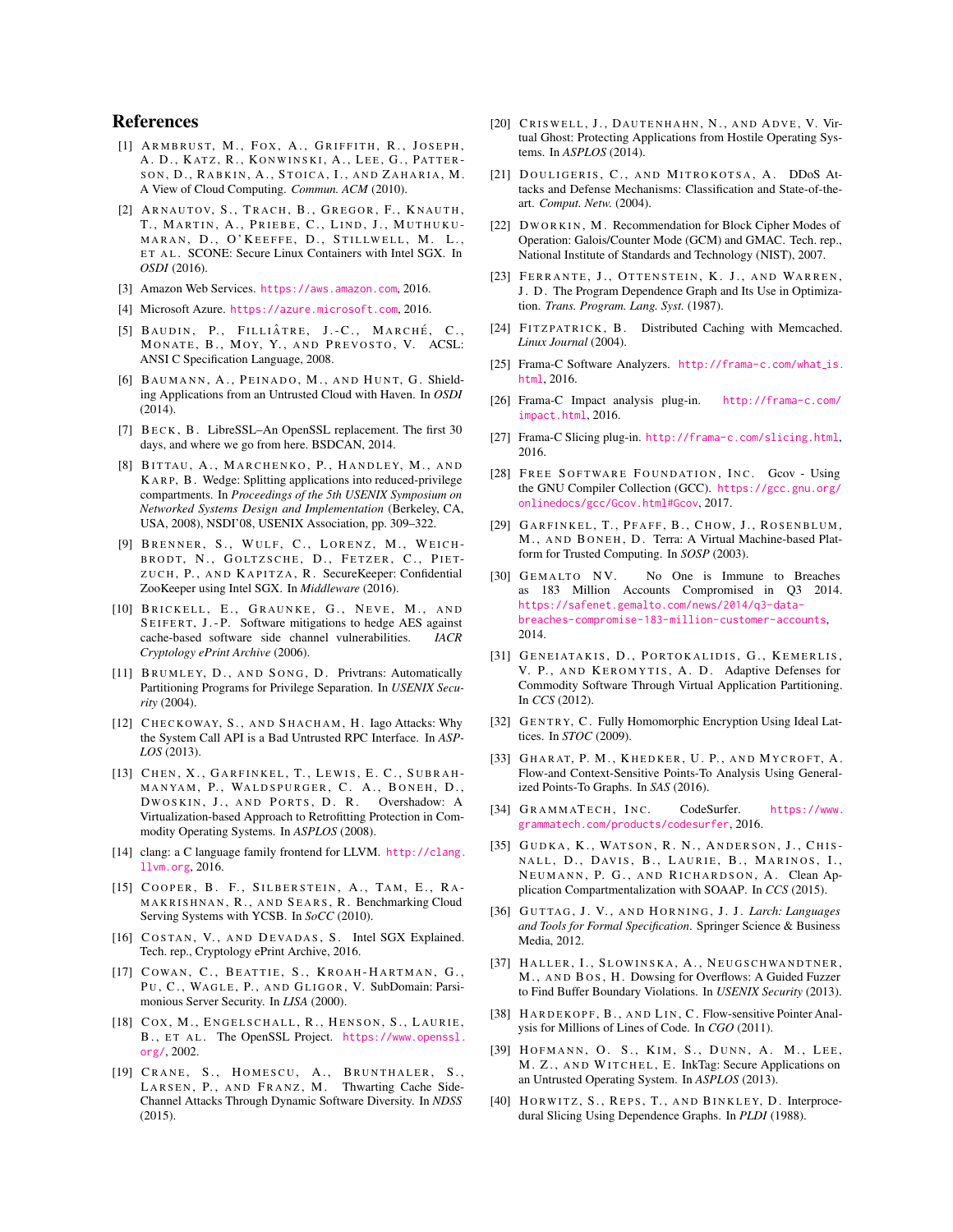## References

[1] Armbrust, M., Fox, A., Griffith, R., Joseph, A. D., Katz, R., Konwinski, A., Lee, G., Patterson, D., Rabkin, A., Stoica, I., and Zaharia, M. A View of Cloud Computing. *Commun. ACM* (2010).

[2] Arnautov, S., Trach, B., Gregor, F., Knauth, T., Martin, A., Priebe, C., Lind, J., Muthukumaran, D., O'Keeffe, D., Stillwell, M. L., et al. SCONE: Secure Linux Containers with Intel SGX. In *OSDI* (2016).

[3] Amazon Web Services. https://aws.amazon.com, 2016.

[4] Microsoft Azure. https://azure.microsoft.com, 2016.

[5] Baudin, P., Filliâtre, J.-C., Marché, C., Monate, B., Moy, Y., and Prevosto, V. ACSL: ANSI C Specification Language, 2008.

[6] Baumann, A., Peinado, M., and Hunt, G. Shielding Applications from an Untrusted Cloud with Haven. In *OSDI* (2014).

[7] Beck, B. LibreSSL–An OpenSSL replacement. The first 30 days, and where we go from here. BSDCAN, 2014.

[8] Bittau, A., Marchenko, P., Handley, M., and Karp, B. Wedge: Splitting applications into reduced-privilege compartments. In *Proceedings of the 5th USENIX Symposium on Networked Systems Design and Implementation* (Berkeley, CA, USA, 2008), NSDI'08, USENIX Association, pp. 309–322.

[9] Brenner, S., Wulf, C., Lorenz, M., Weichbrodt, N., Goltzsche, D., Fetzer, C., Pietzuch, P., and Kapitza, R. SecureKeeper: Confidential ZooKeeper using Intel SGX. In *Middleware* (2016).

[10] Brickell, E., Graunke, G., Neve, M., and Seifert, J.-P. Software mitigations to hedge AES against cache-based software side channel vulnerabilities. *IACR Cryptology ePrint Archive* (2006).

[11] Brumley, D., and Song, D. Privtrans: Automatically Partitioning Programs for Privilege Separation. In *USENIX Security* (2004).

[12] Checkoway, S., and Shacham, H. Iago Attacks: Why the System Call API is a Bad Untrusted RPC Interface. In *ASPLOS* (2013).

[13] Chen, X., Garfinkel, T., Lewis, E. C., Subrahmanyam, P., Waldspurger, C. A., Boneh, D., Dwoskin, J., and Ports, D. R. Overshadow: A Virtualization-based Approach to Retrofitting Protection in Commodity Operating Systems. In *ASPLOS* (2008).

[14] clang: a C language family frontend for LLVM. http://clang.llvm.org, 2016.

[15] Cooper, B. F., Silberstein, A., Tam, E., Ramakrishnan, R., and Sears, R. Benchmarking Cloud Serving Systems with YCSB. In *SoCC* (2010).

[16] Costan, V., and Devadas, S. Intel SGX Explained. Tech. rep., Cryptology ePrint Archive, 2016.

[17] Cowan, C., Beattie, S., Kroah-Hartman, G., Pu, C., Wagle, P., and Gligor, V. SubDomain: Parsimonious Server Security. In *LISA* (2000).

[18] Cox, M., Engelschall, R., Henson, S., Laurie, B., et al. The OpenSSL Project. https://www.openssl.org/, 2002.

[19] Crane, S., Homescu, A., Brunthaler, S., Larsen, P., and Franz, M. Thwarting Cache Side-Channel Attacks Through Dynamic Software Diversity. In *NDSS* (2015).

[20] Criswell, J., Dautenhahn, N., and Adve, V. Virtual Ghost: Protecting Applications from Hostile Operating Systems. In *ASPLOS* (2014).

[21] Douligeris, C., and Mitrokotsa, A. DDoS Attacks and Defense Mechanisms: Classification and State-of-the-art. *Comput. Netw.* (2004).

[22] Dworkin, M. Recommendation for Block Cipher Modes of Operation: Galois/Counter Mode (GCM) and GMAC. Tech. rep., National Institute of Standards and Technology (NIST), 2007.

[23] Ferrante, J., Ottenstein, K. J., and Warren, J. D. The Program Dependence Graph and Its Use in Optimization. *Trans. Program. Lang. Syst.* (1987).

[24] Fitzpatrick, B. Distributed Caching with Memcached. *Linux Journal* (2004).

[25] Frama-C Software Analyzers. http://frama-c.com/what_is.html, 2016.

[26] Frama-C Impact analysis plug-in. http://frama-c.com/impact.html, 2016.

[27] Frama-C Slicing plug-in. http://frama-c.com/slicing.html, 2016.

[28] Free Software Foundation, Inc. Gcov - Using the GNU Compiler Collection (GCC). https://gcc.gnu.org/onlinedocs/gcc/Gcov.html#Gcov, 2017.

[29] Garfinkel, T., Pfaff, B., Chow, J., Rosenblum, M., and Boneh, D. Terra: A Virtual Machine-based Platform for Trusted Computing. In *SOSP* (2003).

[30] Gemalto NV. No One is Immune to Breaches as 183 Million Accounts Compromised in Q3 2014. https://safenet.gemalto.com/news/2014/q3-data-breaches-compromise-183-million-customer-accounts, 2014.

[31] Geneiatakis, D., Portokalidis, G., Kemerlis, V. P., and Keromytis, A. D. Adaptive Defenses for Commodity Software Through Virtual Application Partitioning. In *CCS* (2012).

[32] Gentry, C. Fully Homomorphic Encryption Using Ideal Lattices. In *STOC* (2009).

[33] Gharat, P. M., Khedker, U. P., and Mycroft, A. Flow-and Context-Sensitive Points-To Analysis Using Generalized Points-To Graphs. In *SAS* (2016).

[34] GrammaTech, Inc. CodeSurfer. https://www.grammatech.com/products/codesurfer, 2016.

[35] Gudka, K., Watson, R. N., Anderson, J., Chisnall, D., Davis, B., Laurie, B., Marinos, I., Neumann, P. G., and Richardson, A. Clean Application Compartmentalization with SOAAP. In *CCS* (2015).

[36] Guttag, J. V., and Horning, J. J. *Larch: Languages and Tools for Formal Specification*. Springer Science & Business Media, 2012.

[37] Haller, I., Slowinska, A., Neugschwandtner, M., and Bos, H. Dowsing for Overflows: A Guided Fuzzer to Find Buffer Boundary Violations. In *USENIX Security* (2013).

[38] Hardekopf, B., and Lin, C. Flow-sensitive Pointer Analysis for Millions of Lines of Code. In *CGO* (2011).

[39] Hofmann, O. S., Kim, S., Dunn, A. M., Lee, M. Z., and Witchel, E. InkTag: Secure Applications on an Untrusted Operating System. In *ASPLOS* (2013).

[40] Horwitz, S., Reps, T., and Binkley, D. Interprocedural Slicing Using Dependence Graphs. In *PLDI* (1988).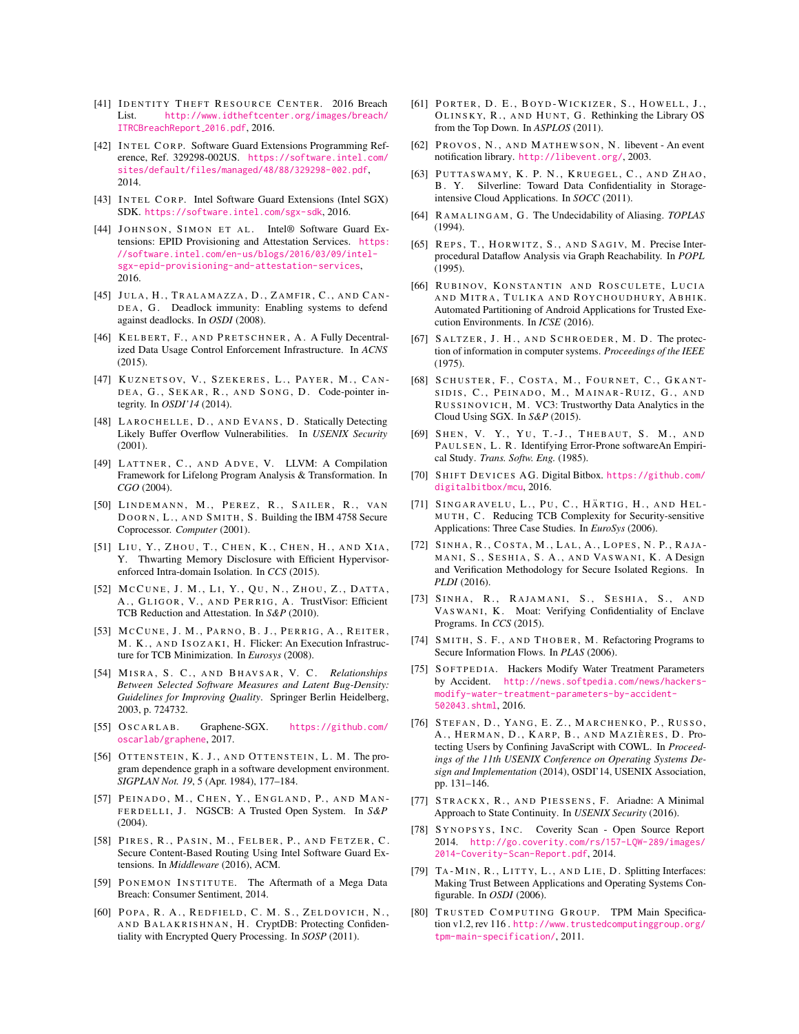[41] IDENTITY THEFT RESOURCE CENTER. 2016 Breach List. http://www.idtheftcenter.org/images/breach/ITRCBreachReport_2016.pdf, 2016.

[42] INTEL CORP. Software Guard Extensions Programming Reference, Ref. 329298-002US. https://software.intel.com/sites/default/files/managed/48/88/329298-002.pdf, 2014.

[43] INTEL CORP. Intel Software Guard Extensions (Intel SGX) SDK. https://software.intel.com/sgx-sdk, 2016.

[44] JOHNSON, SIMON ET AL. Intel® Software Guard Extensions: EPID Provisioning and Attestation Services. https://software.intel.com/en-us/blogs/2016/03/09/intel-sgx-epid-provisioning-and-attestation-services, 2016.

[45] JULA, H., TRALAMAZZA, D., ZAMFIR, C., AND CANDEA, G. Deadlock immunity: Enabling systems to defend against deadlocks. In *OSDI* (2008).

[46] KELBERT, F., AND PRETSCHNER, A. A Fully Decentralized Data Usage Control Enforcement Infrastructure. In *ACNS* (2015).

[47] KUZNETSOV, V., SZEKERES, L., PAYER, M., CANDEA, G., SEKAR, R., AND SONG, D. Code-pointer integrity. In *OSDI'14* (2014).

[48] LAROCHELLE, D., AND EVANS, D. Statically Detecting Likely Buffer Overflow Vulnerabilities. In *USENIX Security* (2001).

[49] LATTNER, C., AND ADVE, V. LLVM: A Compilation Framework for Lifelong Program Analysis & Transformation. In *CGO* (2004).

[50] LINDEMANN, M., PEREZ, R., SAILER, R., VAN DOORN, L., AND SMITH, S. Building the IBM 4758 Secure Coprocessor. *Computer* (2001).

[51] LIU, Y., ZHOU, T., CHEN, K., CHEN, H., AND XIA, Y. Thwarting Memory Disclosure with Efficient Hypervisor-enforced Intra-domain Isolation. In *CCS* (2015).

[52] MCCUNE, J. M., LI, Y., QU, N., ZHOU, Z., DATTA, A., GLIGOR, V., AND PERRIG, A. TrustVisor: Efficient TCB Reduction and Attestation. In *S&P* (2010).

[53] MCCUNE, J. M., PARNO, B. J., PERRIG, A., REITER, M. K., AND ISOZAKI, H. Flicker: An Execution Infrastructure for TCB Minimization. In *Eurosys* (2008).

[54] MISRA, S. C., AND BHAVSAR, V. C. *Relationships Between Selected Software Measures and Latent Bug-Density: Guidelines for Improving Quality*. Springer Berlin Heidelberg, 2003, p. 724732.

[55] OSCARLAB. Graphene-SGX. https://github.com/oscarlab/graphene, 2017.

[56] OTTENSTEIN, K. J., AND OTTENSTEIN, L. M. The program dependence graph in a software development environment. *SIGPLAN Not. 19*, 5 (Apr. 1984), 177–184.

[57] PEINADO, M., CHEN, Y., ENGLAND, P., AND MANFERDELLI, J. NGSCB: A Trusted Open System. In *S&P* (2004).

[58] PIRES, R., PASIN, M., FELBER, P., AND FETZER, C. Secure Content-Based Routing Using Intel Software Guard Extensions. In *Middleware* (2016), ACM.

[59] PONEMON INSTITUTE. The Aftermath of a Mega Data Breach: Consumer Sentiment, 2014.

[60] POPA, R. A., REDFIELD, C. M. S., ZELDOVICH, N., AND BALAKRISHNAN, H. CryptDB: Protecting Confidentiality with Encrypted Query Processing. In *SOSP* (2011).

[61] PORTER, D. E., BOYD-WICKIZER, S., HOWELL, J., OLINSKY, R., AND HUNT, G. Rethinking the Library OS from the Top Down. In *ASPLOS* (2011).

[62] PROVOS, N., AND MATHEWSON, N. libevent - An event notification library. http://libevent.org/, 2003.

[63] PUTTASWAMY, K. P. N., KRUEGEL, C., AND ZHAO, B. Y. Silverline: Toward Data Confidentiality in Storage-intensive Cloud Applications. In *SOCC* (2011).

[64] RAMALINGAM, G. The Undecidability of Aliasing. *TOPLAS* (1994).

[65] REPS, T., HORWITZ, S., AND SAGIV, M. Precise Interprocedural Dataflow Analysis via Graph Reachability. In *POPL* (1995).

[66] RUBINOV, KONSTANTIN AND ROSCULETE, LUCIA AND MITRA, TULIKA AND ROYCHOUDHURY, ABHIK. Automated Partitioning of Android Applications for Trusted Execution Environments. In *ICSE* (2016).

[67] SALTZER, J. H., AND SCHROEDER, M. D. The protection of information in computer systems. *Proceedings of the IEEE* (1975).

[68] SCHUSTER, F., COSTA, M., FOURNET, C., GKANTSIDIS, C., PEINADO, M., MAINAR-RUIZ, G., AND RUSSINOVICH, M. VC3: Trustworthy Data Analytics in the Cloud Using SGX. In *S&P* (2015).

[69] SHEN, V. Y., YU, T.-J., THEBAUT, S. M., AND PAULSEN, L. R. Identifying Error-Prone softwareAn Empirical Study. *Trans. Softw. Eng.* (1985).

[70] SHIFT DEVICES AG. Digital Bitbox. https://github.com/digitalbitbox/mcu, 2016.

[71] SINGARAVELU, L., PU, C., HÄRTIG, H., AND HELMUTH, C. Reducing TCB Complexity for Security-sensitive Applications: Three Case Studies. In *EuroSys* (2006).

[72] SINHA, R., COSTA, M., LAL, A., LOPES, N. P., RAJAMANI, S., SESHIA, S. A., AND VASWANI, K. A Design and Verification Methodology for Secure Isolated Regions. In *PLDI* (2016).

[73] SINHA, R., RAJAMANI, S., SESHIA, S., AND VASWANI, K. Moat: Verifying Confidentiality of Enclave Programs. In *CCS* (2015).

[74] SMITH, S. F., AND THOBER, M. Refactoring Programs to Secure Information Flows. In *PLAS* (2006).

[75] SOFTPEDIA. Hackers Modify Water Treatment Parameters by Accident. http://news.softpedia.com/news/hackers-modify-water-treatment-parameters-by-accident-502043.shtml, 2016.

[76] STEFAN, D., YANG, E. Z., MARCHENKO, P., RUSSO, A., HERMAN, D., KARP, B., AND MAZIÈRES, D. Protecting Users by Confining JavaScript with COWL. In *Proceedings of the 11th USENIX Conference on Operating Systems Design and Implementation* (2014), OSDI'14, USENIX Association, pp. 131–146.

[77] STRACKX, R., AND PIESSENS, F. Ariadne: A Minimal Approach to State Continuity. In *USENIX Security* (2016).

[78] SYNOPSYS, INC. Coverity Scan - Open Source Report 2014. http://go.coverity.com/rs/157-LQW-289/images/2014-Coverity-Scan-Report.pdf, 2014.

[79] TA-MIN, R., LITTY, L., AND LIE, D. Splitting Interfaces: Making Trust Between Applications and Operating Systems Configurable. In *OSDI* (2006).

[80] TRUSTED COMPUTING GROUP. TPM Main Specification v1.2, rev 116 . http://www.trustedcomputinggroup.org/tpm-main-specification/, 2011.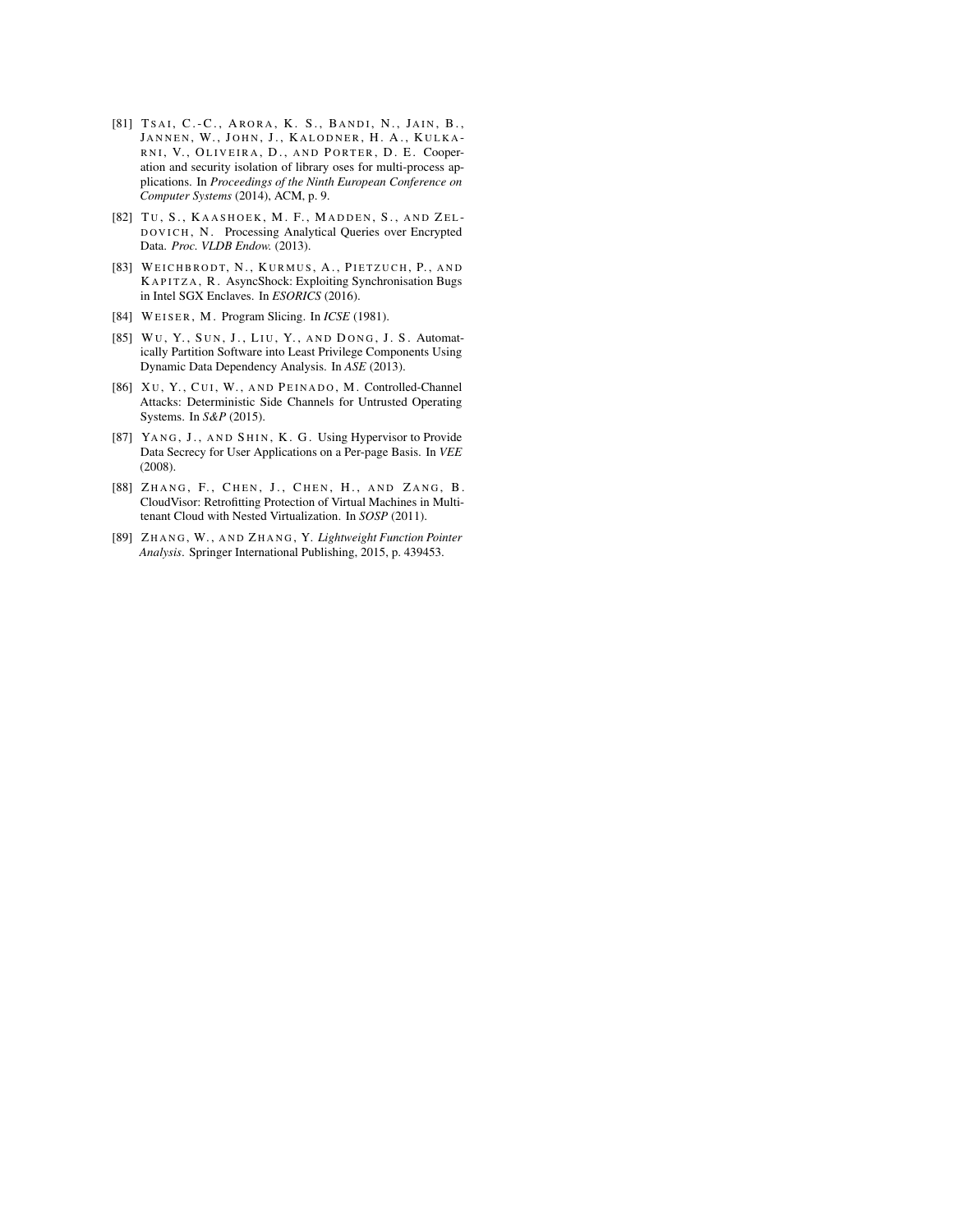[81] Tsai, C.-C., Arora, K. S., Bandi, N., Jain, B., Jannen, W., John, J., Kalodner, H. A., Kulkarni, V., Oliveira, D., and Porter, D. E. Cooperation and security isolation of library oses for multi-process applications. In *Proceedings of the Ninth European Conference on Computer Systems* (2014), ACM, p. 9.

[82] Tu, S., Kaashoek, M. F., Madden, S., and Zeldovich, N. Processing Analytical Queries over Encrypted Data. *Proc. VLDB Endow.* (2013).

[83] Weichbrodt, N., Kurmus, A., Pietzuch, P., and Kapitza, R. AsyncShock: Exploiting Synchronisation Bugs in Intel SGX Enclaves. In *ESORICS* (2016).

[84] Weiser, M. Program Slicing. In *ICSE* (1981).

[85] Wu, Y., Sun, J., Liu, Y., and Dong, J. S. Automatically Partition Software into Least Privilege Components Using Dynamic Data Dependency Analysis. In *ASE* (2013).

[86] Xu, Y., Cui, W., and Peinado, M. Controlled-Channel Attacks: Deterministic Side Channels for Untrusted Operating Systems. In *S&P* (2015).

[87] Yang, J., and Shin, K. G. Using Hypervisor to Provide Data Secrecy for User Applications on a Per-page Basis. In *VEE* (2008).

[88] Zhang, F., Chen, J., Chen, H., and Zang, B. CloudVisor: Retrofitting Protection of Virtual Machines in Multi-tenant Cloud with Nested Virtualization. In *SOSP* (2011).

[89] Zhang, W., and Zhang, Y. *Lightweight Function Pointer Analysis*. Springer International Publishing, 2015, p. 439453.